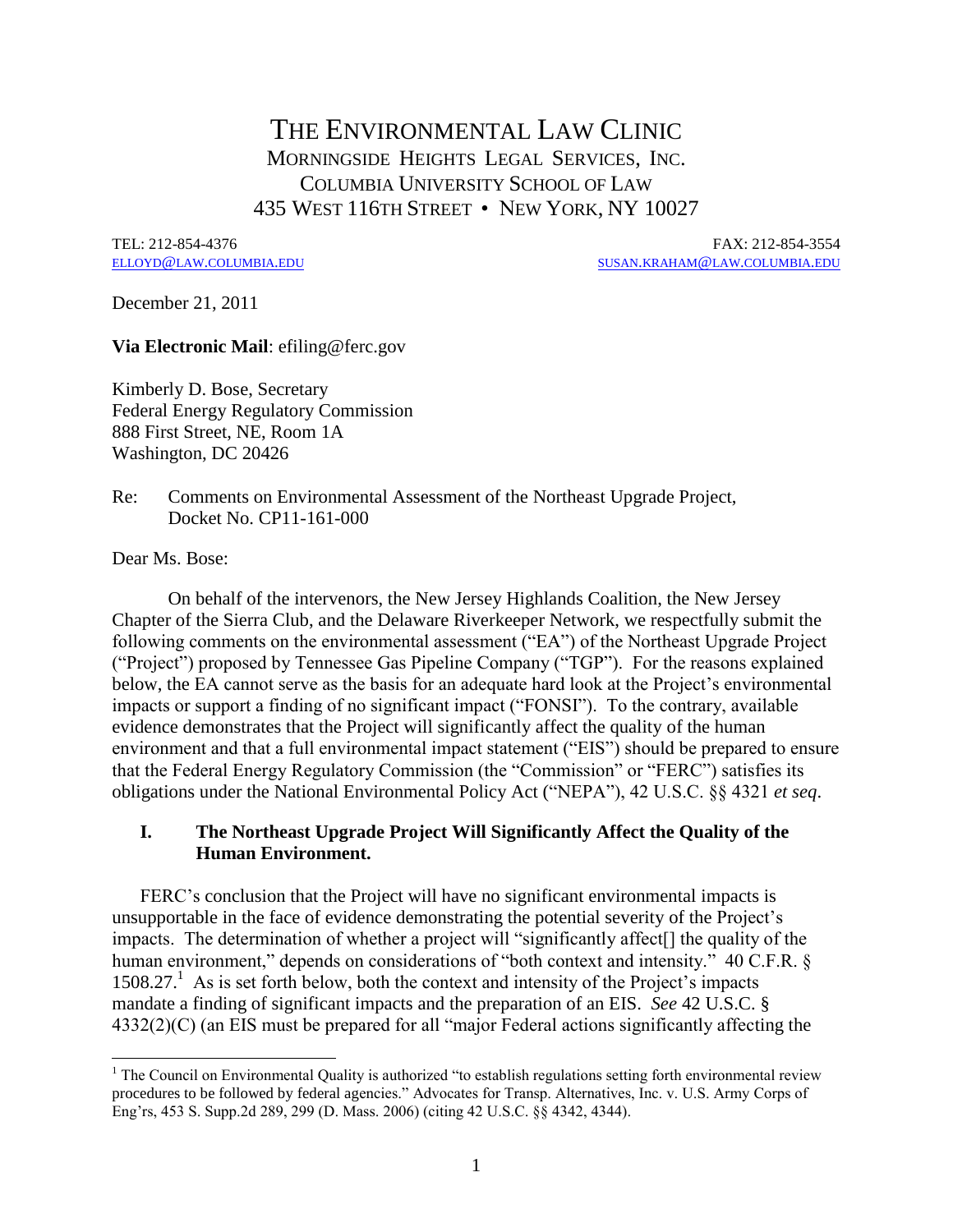# THE ENVIRONMENTAL LAW CLINIC

MORNINGSIDE HEIGHTS LEGAL SERVICES, INC.
COLUMBIA UNIVERSITY SCHOOL OF LAW
435 WEST 116TH STREET • NEW YORK, NY 10027

TEL: 212-854-4376 FAX: 212-854-3554
ELLOYD@LAW.COLUMBIA.EDU SUSAN.KRAHAM@LAW.COLUMBIA.EDU

December 21, 2011

**Via Electronic Mail**: efiling@ferc.gov

Kimberly D. Bose, Secretary
Federal Energy Regulatory Commission
888 First Street, NE, Room 1A
Washington, DC 20426

Re: Comments on Environmental Assessment of the Northeast Upgrade Project, Docket No. CP11-161-000

Dear Ms. Bose:

On behalf of the intervenors, the New Jersey Highlands Coalition, the New Jersey Chapter of the Sierra Club, and the Delaware Riverkeeper Network, we respectfully submit the following comments on the environmental assessment ("EA") of the Northeast Upgrade Project ("Project") proposed by Tennessee Gas Pipeline Company ("TGP"). For the reasons explained below, the EA cannot serve as the basis for an adequate hard look at the Project's environmental impacts or support a finding of no significant impact ("FONSI"). To the contrary, available evidence demonstrates that the Project will significantly affect the quality of the human environment and that a full environmental impact statement ("EIS") should be prepared to ensure that the Federal Energy Regulatory Commission (the "Commission" or "FERC") satisfies its obligations under the National Environmental Policy Act ("NEPA"), 42 U.S.C. §§ 4321 *et seq*.

## I. The Northeast Upgrade Project Will Significantly Affect the Quality of the Human Environment.

FERC's conclusion that the Project will have no significant environmental impacts is unsupportable in the face of evidence demonstrating the potential severity of the Project's impacts. The determination of whether a project will "significantly affect[] the quality of the human environment," depends on considerations of "both context and intensity." 40 C.F.R. § 1508.27.[1] As is set forth below, both the context and intensity of the Project's impacts mandate a finding of significant impacts and the preparation of an EIS. *See* 42 U.S.C. § 4332(2)(C) (an EIS must be prepared for all "major Federal actions significantly affecting the

[1] The Council on Environmental Quality is authorized "to establish regulations setting forth environmental review procedures to be followed by federal agencies." Advocates for Transp. Alternatives, Inc. v. U.S. Army Corps of Eng'rs, 453 S. Supp.2d 289, 299 (D. Mass. 2006) (citing 42 U.S.C. §§ 4342, 4344).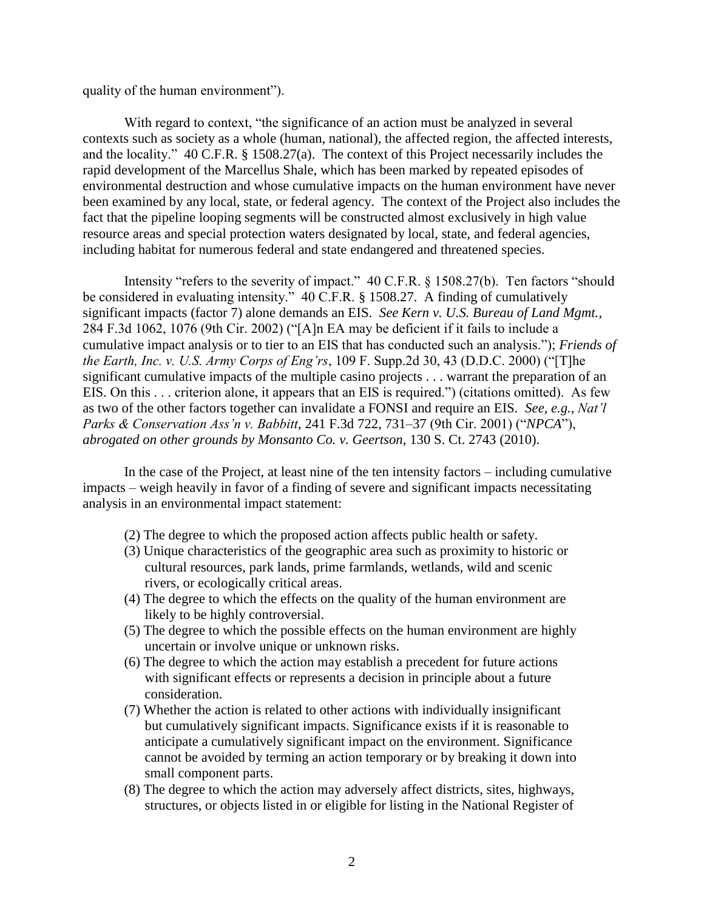quality of the human environment").

With regard to context, "the significance of an action must be analyzed in several contexts such as society as a whole (human, national), the affected region, the affected interests, and the locality." 40 C.F.R. § 1508.27(a). The context of this Project necessarily includes the rapid development of the Marcellus Shale, which has been marked by repeated episodes of environmental destruction and whose cumulative impacts on the human environment have never been examined by any local, state, or federal agency. The context of the Project also includes the fact that the pipeline looping segments will be constructed almost exclusively in high value resource areas and special protection waters designated by local, state, and federal agencies, including habitat for numerous federal and state endangered and threatened species.

Intensity "refers to the severity of impact." 40 C.F.R. § 1508.27(b). Ten factors "should be considered in evaluating intensity." 40 C.F.R. § 1508.27. A finding of cumulatively significant impacts (factor 7) alone demands an EIS. *See Kern v. U.S. Bureau of Land Mgmt.*, 284 F.3d 1062, 1076 (9th Cir. 2002) ("[A]n EA may be deficient if it fails to include a cumulative impact analysis or to tier to an EIS that has conducted such an analysis."); *Friends of the Earth, Inc. v. U.S. Army Corps of Eng'rs*, 109 F. Supp.2d 30, 43 (D.D.C. 2000) ("[T]he significant cumulative impacts of the multiple casino projects . . . warrant the preparation of an EIS. On this . . . criterion alone, it appears that an EIS is required.") (citations omitted). As few as two of the other factors together can invalidate a FONSI and require an EIS. *See, e.g.*, *Nat'l Parks & Conservation Ass'n v. Babbitt*, 241 F.3d 722, 731–37 (9th Cir. 2001) ("*NPCA*"), *abrogated on other grounds by Monsanto Co. v. Geertson*, 130 S. Ct. 2743 (2010).

In the case of the Project, at least nine of the ten intensity factors – including cumulative impacts – weigh heavily in favor of a finding of severe and significant impacts necessitating analysis in an environmental impact statement:

(2) The degree to which the proposed action affects public health or safety.

(3) Unique characteristics of the geographic area such as proximity to historic or cultural resources, park lands, prime farmlands, wetlands, wild and scenic rivers, or ecologically critical areas.

(4) The degree to which the effects on the quality of the human environment are likely to be highly controversial.

(5) The degree to which the possible effects on the human environment are highly uncertain or involve unique or unknown risks.

(6) The degree to which the action may establish a precedent for future actions with significant effects or represents a decision in principle about a future consideration.

(7) Whether the action is related to other actions with individually insignificant but cumulatively significant impacts. Significance exists if it is reasonable to anticipate a cumulatively significant impact on the environment. Significance cannot be avoided by terming an action temporary or by breaking it down into small component parts.

(8) The degree to which the action may adversely affect districts, sites, highways, structures, or objects listed in or eligible for listing in the National Register of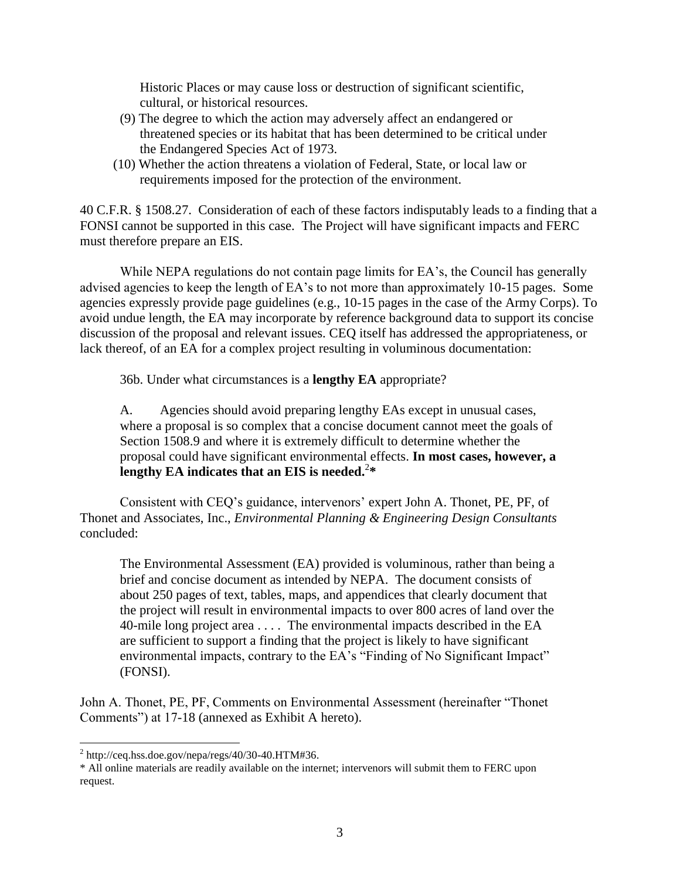Historic Places or may cause loss or destruction of significant scientific, cultural, or historical resources.

(9) The degree to which the action may adversely affect an endangered or threatened species or its habitat that has been determined to be critical under the Endangered Species Act of 1973.

(10) Whether the action threatens a violation of Federal, State, or local law or requirements imposed for the protection of the environment.

40 C.F.R. § 1508.27. Consideration of each of these factors indisputably leads to a finding that a FONSI cannot be supported in this case. The Project will have significant impacts and FERC must therefore prepare an EIS.

While NEPA regulations do not contain page limits for EA's, the Council has generally advised agencies to keep the length of EA's to not more than approximately 10-15 pages. Some agencies expressly provide page guidelines (e.g., 10-15 pages in the case of the Army Corps). To avoid undue length, the EA may incorporate by reference background data to support its concise discussion of the proposal and relevant issues. CEQ itself has addressed the appropriateness, or lack thereof, of an EA for a complex project resulting in voluminous documentation:

> 36b. Under what circumstances is a **lengthy EA** appropriate?
>
> A. Agencies should avoid preparing lengthy EAs except in unusual cases, where a proposal is so complex that a concise document cannot meet the goals of Section 1508.9 and where it is extremely difficult to determine whether the proposal could have significant environmental effects. **In most cases, however, a lengthy EA indicates that an EIS is needed.**[2]*

Consistent with CEQ's guidance, intervenors' expert John A. Thonet, PE, PF, of Thonet and Associates, Inc., *Environmental Planning & Engineering Design Consultants* concluded:

> The Environmental Assessment (EA) provided is voluminous, rather than being a brief and concise document as intended by NEPA. The document consists of about 250 pages of text, tables, maps, and appendices that clearly document that the project will result in environmental impacts to over 800 acres of land over the 40-mile long project area . . . . The environmental impacts described in the EA are sufficient to support a finding that the project is likely to have significant environmental impacts, contrary to the EA's "Finding of No Significant Impact" (FONSI).

John A. Thonet, PE, PF, Comments on Environmental Assessment (hereinafter "Thonet Comments") at 17-18 (annexed as Exhibit A hereto).

---

[2] http://ceq.hss.doe.gov/nepa/regs/40/30-40.HTM#36.

* All online materials are readily available on the internet; intervenors will submit them to FERC upon request.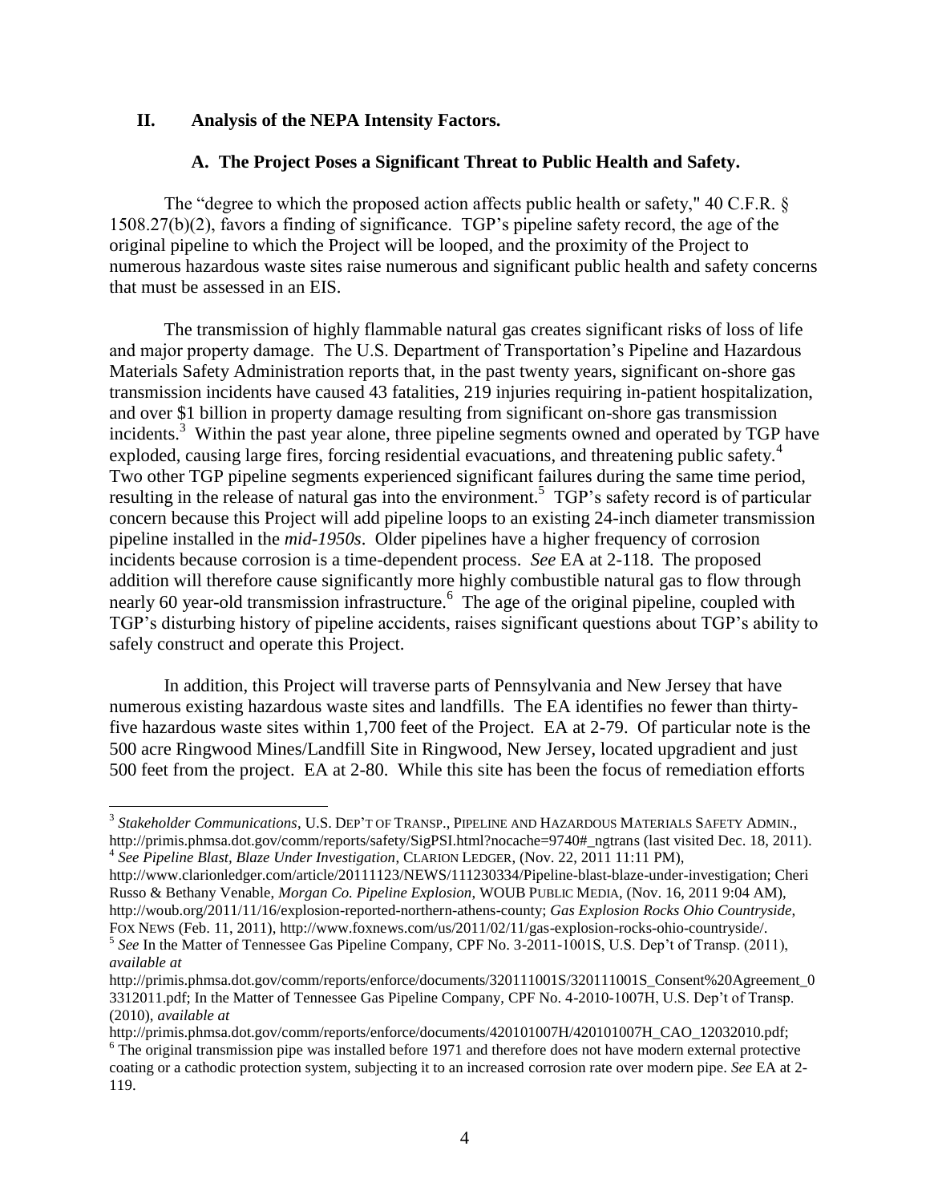## II. Analysis of the NEPA Intensity Factors.

### A. The Project Poses a Significant Threat to Public Health and Safety.

The "degree to which the proposed action affects public health or safety," 40 C.F.R. § 1508.27(b)(2), favors a finding of significance. TGP's pipeline safety record, the age of the original pipeline to which the Project will be looped, and the proximity of the Project to numerous hazardous waste sites raise numerous and significant public health and safety concerns that must be assessed in an EIS.

The transmission of highly flammable natural gas creates significant risks of loss of life and major property damage. The U.S. Department of Transportation's Pipeline and Hazardous Materials Safety Administration reports that, in the past twenty years, significant on-shore gas transmission incidents have caused 43 fatalities, 219 injuries requiring in-patient hospitalization, and over $1 billion in property damage resulting from significant on-shore gas transmission incidents.[3] Within the past year alone, three pipeline segments owned and operated by TGP have exploded, causing large fires, forcing residential evacuations, and threatening public safety.[4] Two other TGP pipeline segments experienced significant failures during the same time period, resulting in the release of natural gas into the environment.[5] TGP's safety record is of particular concern because this Project will add pipeline loops to an existing 24-inch diameter transmission pipeline installed in the *mid-1950s*. Older pipelines have a higher frequency of corrosion incidents because corrosion is a time-dependent process. *See* EA at 2-118. The proposed addition will therefore cause significantly more highly combustible natural gas to flow through nearly 60 year-old transmission infrastructure.[6] The age of the original pipeline, coupled with TGP's disturbing history of pipeline accidents, raises significant questions about TGP's ability to safely construct and operate this Project.

In addition, this Project will traverse parts of Pennsylvania and New Jersey that have numerous existing hazardous waste sites and landfills. The EA identifies no fewer than thirty-five hazardous waste sites within 1,700 feet of the Project. EA at 2-79. Of particular note is the 500 acre Ringwood Mines/Landfill Site in Ringwood, New Jersey, located upgradient and just 500 feet from the project. EA at 2-80. While this site has been the focus of remediation efforts

---

[3] *Stakeholder Communications*, U.S. DEP'T OF TRANSP., PIPELINE AND HAZARDOUS MATERIALS SAFETY ADMIN., http://primis.phmsa.dot.gov/comm/reports/safety/SigPSI.html?nocache=9740#_ngtrans (last visited Dec. 18, 2011).

[4] *See Pipeline Blast, Blaze Under Investigation*, CLARION LEDGER, (Nov. 22, 2011 11:11 PM), http://www.clarionledger.com/article/20111123/NEWS/111230334/Pipeline-blast-blaze-under-investigation; Cheri Russo & Bethany Venable, *Morgan Co. Pipeline Explosion*, WOUB PUBLIC MEDIA, (Nov. 16, 2011 9:04 AM), http://woub.org/2011/11/16/explosion-reported-northern-athens-county; *Gas Explosion Rocks Ohio Countryside*, FOX NEWS (Feb. 11, 2011), http://www.foxnews.com/us/2011/02/11/gas-explosion-rocks-ohio-countryside/.

[5] *See* In the Matter of Tennessee Gas Pipeline Company, CPF No. 3-2011-1001S, U.S. Dep't of Transp. (2011), *available at* http://primis.phmsa.dot.gov/comm/reports/enforce/documents/320111001S/320111001S_Consent%20Agreement_03312011.pdf; In the Matter of Tennessee Gas Pipeline Company, CPF No. 4-2010-1007H, U.S. Dep't of Transp. (2010), *available at* http://primis.phmsa.dot.gov/comm/reports/enforce/documents/420101007H/420101007H_CAO_12032010.pdf;

[6] The original transmission pipe was installed before 1971 and therefore does not have modern external protective coating or a cathodic protection system, subjecting it to an increased corrosion rate over modern pipe. *See* EA at 2-119.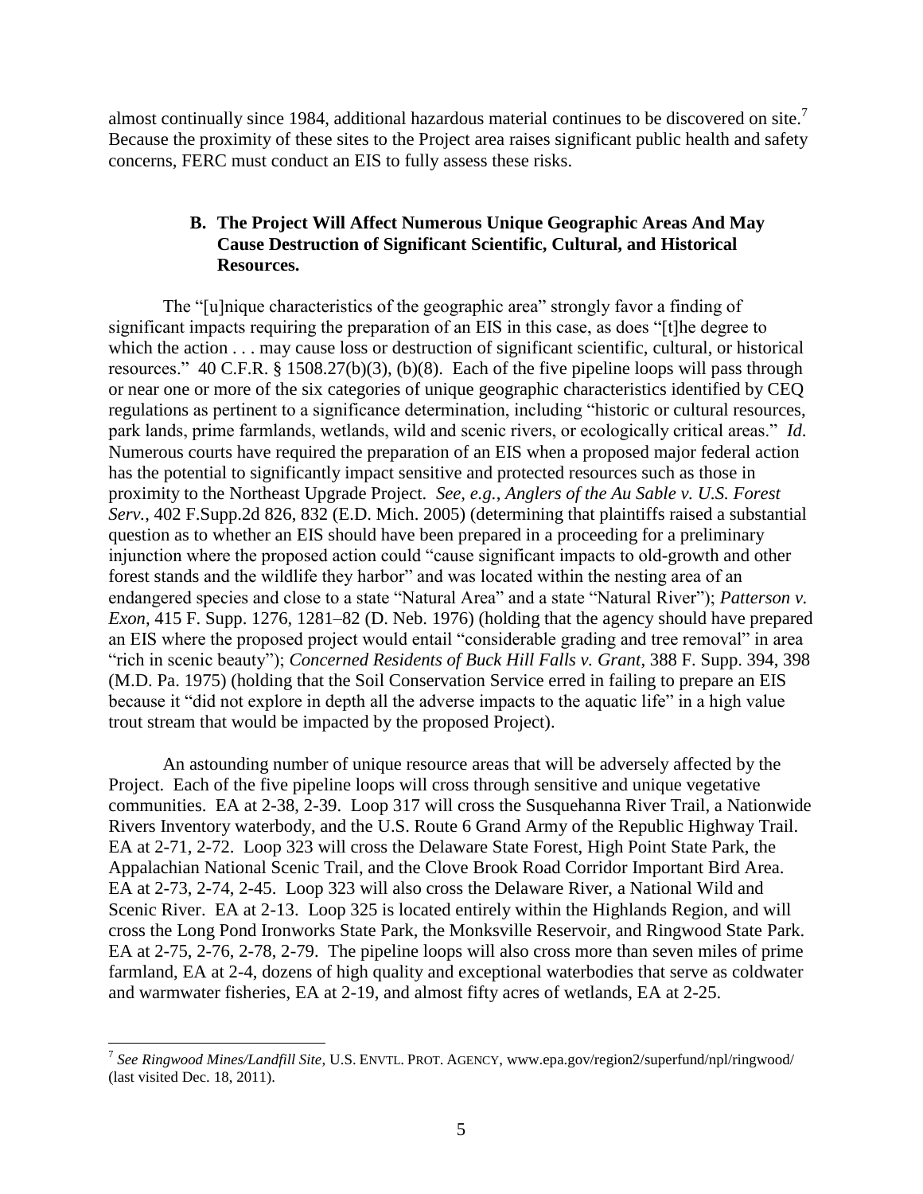almost continually since 1984, additional hazardous material continues to be discovered on site.[7] Because the proximity of these sites to the Project area raises significant public health and safety concerns, FERC must conduct an EIS to fully assess these risks.

### B. The Project Will Affect Numerous Unique Geographic Areas And May Cause Destruction of Significant Scientific, Cultural, and Historical Resources.

The "[u]nique characteristics of the geographic area" strongly favor a finding of significant impacts requiring the preparation of an EIS in this case, as does "[t]he degree to which the action . . . may cause loss or destruction of significant scientific, cultural, or historical resources." 40 C.F.R. § 1508.27(b)(3), (b)(8). Each of the five pipeline loops will pass through or near one or more of the six categories of unique geographic characteristics identified by CEQ regulations as pertinent to a significance determination, including "historic or cultural resources, park lands, prime farmlands, wetlands, wild and scenic rivers, or ecologically critical areas." *Id*. Numerous courts have required the preparation of an EIS when a proposed major federal action has the potential to significantly impact sensitive and protected resources such as those in proximity to the Northeast Upgrade Project. *See, e.g.*, *Anglers of the Au Sable v. U.S. Forest Serv.*, 402 F.Supp.2d 826, 832 (E.D. Mich. 2005) (determining that plaintiffs raised a substantial question as to whether an EIS should have been prepared in a proceeding for a preliminary injunction where the proposed action could "cause significant impacts to old-growth and other forest stands and the wildlife they harbor" and was located within the nesting area of an endangered species and close to a state "Natural Area" and a state "Natural River"); *Patterson v. Exon*, 415 F. Supp. 1276, 1281–82 (D. Neb. 1976) (holding that the agency should have prepared an EIS where the proposed project would entail "considerable grading and tree removal" in area "rich in scenic beauty"); *Concerned Residents of Buck Hill Falls v. Grant*, 388 F. Supp. 394, 398 (M.D. Pa. 1975) (holding that the Soil Conservation Service erred in failing to prepare an EIS because it "did not explore in depth all the adverse impacts to the aquatic life" in a high value trout stream that would be impacted by the proposed Project).

An astounding number of unique resource areas that will be adversely affected by the Project. Each of the five pipeline loops will cross through sensitive and unique vegetative communities. EA at 2-38, 2-39. Loop 317 will cross the Susquehanna River Trail, a Nationwide Rivers Inventory waterbody, and the U.S. Route 6 Grand Army of the Republic Highway Trail. EA at 2-71, 2-72. Loop 323 will cross the Delaware State Forest, High Point State Park, the Appalachian National Scenic Trail, and the Clove Brook Road Corridor Important Bird Area. EA at 2-73, 2-74, 2-45. Loop 323 will also cross the Delaware River, a National Wild and Scenic River. EA at 2-13. Loop 325 is located entirely within the Highlands Region, and will cross the Long Pond Ironworks State Park, the Monksville Reservoir, and Ringwood State Park. EA at 2-75, 2-76, 2-78, 2-79. The pipeline loops will also cross more than seven miles of prime farmland, EA at 2-4, dozens of high quality and exceptional waterbodies that serve as coldwater and warmwater fisheries, EA at 2-19, and almost fifty acres of wetlands, EA at 2-25.

---

[7] *See Ringwood Mines/Landfill Site*, U.S. ENVTL. PROT. AGENCY, www.epa.gov/region2/superfund/npl/ringwood/ (last visited Dec. 18, 2011).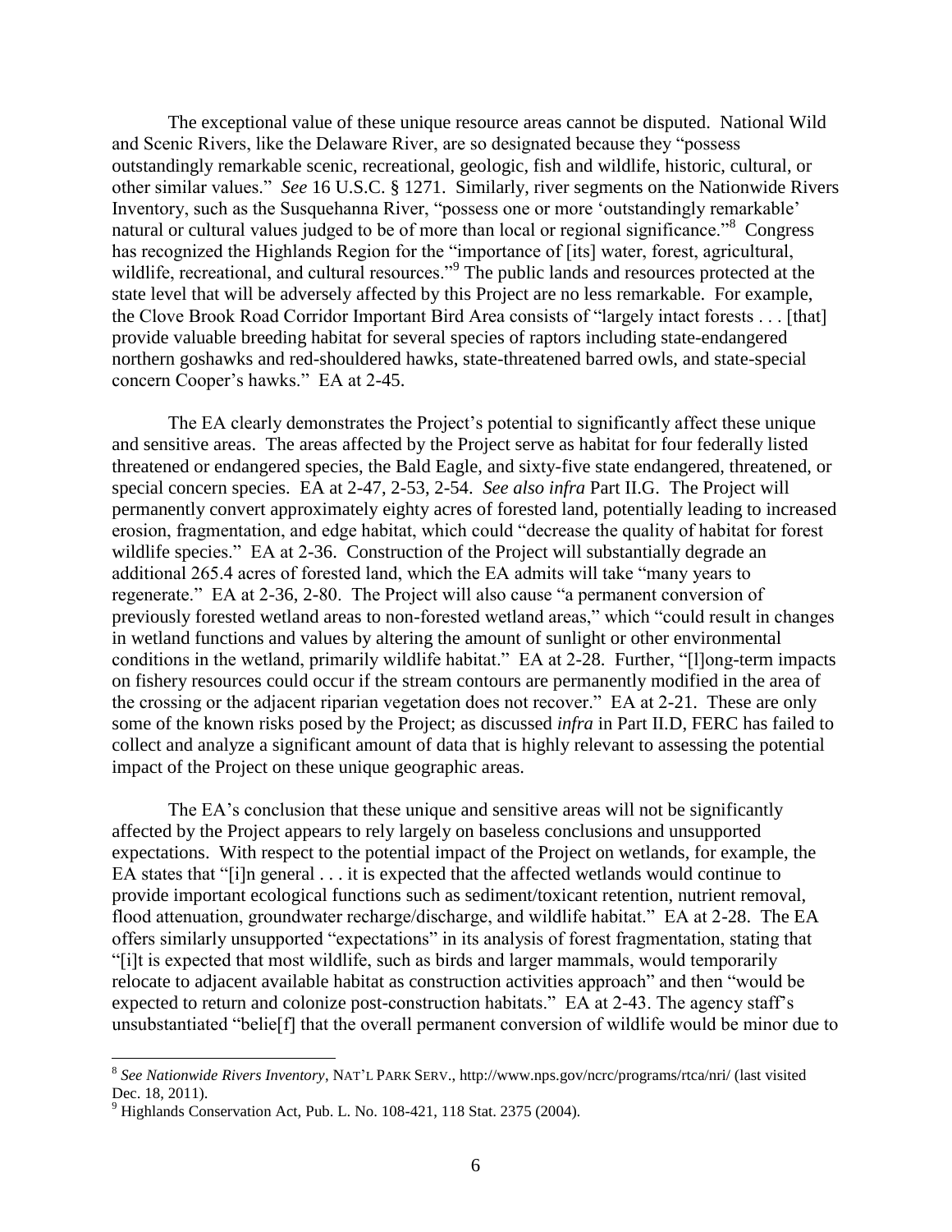The exceptional value of these unique resource areas cannot be disputed. National Wild and Scenic Rivers, like the Delaware River, are so designated because they "possess outstandingly remarkable scenic, recreational, geologic, fish and wildlife, historic, cultural, or other similar values." *See* 16 U.S.C. § 1271. Similarly, river segments on the Nationwide Rivers Inventory, such as the Susquehanna River, "possess one or more 'outstandingly remarkable' natural or cultural values judged to be of more than local or regional significance."[8] Congress has recognized the Highlands Region for the "importance of [its] water, forest, agricultural, wildlife, recreational, and cultural resources."[9] The public lands and resources protected at the state level that will be adversely affected by this Project are no less remarkable. For example, the Clove Brook Road Corridor Important Bird Area consists of "largely intact forests . . . [that] provide valuable breeding habitat for several species of raptors including state-endangered northern goshawks and red-shouldered hawks, state-threatened barred owls, and state-special concern Cooper's hawks." EA at 2-45.

The EA clearly demonstrates the Project's potential to significantly affect these unique and sensitive areas. The areas affected by the Project serve as habitat for four federally listed threatened or endangered species, the Bald Eagle, and sixty-five state endangered, threatened, or special concern species. EA at 2-47, 2-53, 2-54. *See also infra* Part II.G. The Project will permanently convert approximately eighty acres of forested land, potentially leading to increased erosion, fragmentation, and edge habitat, which could "decrease the quality of habitat for forest wildlife species." EA at 2-36. Construction of the Project will substantially degrade an additional 265.4 acres of forested land, which the EA admits will take "many years to regenerate." EA at 2-36, 2-80. The Project will also cause "a permanent conversion of previously forested wetland areas to non-forested wetland areas," which "could result in changes in wetland functions and values by altering the amount of sunlight or other environmental conditions in the wetland, primarily wildlife habitat." EA at 2-28. Further, "[l]ong-term impacts on fishery resources could occur if the stream contours are permanently modified in the area of the crossing or the adjacent riparian vegetation does not recover." EA at 2-21. These are only some of the known risks posed by the Project; as discussed *infra* in Part II.D, FERC has failed to collect and analyze a significant amount of data that is highly relevant to assessing the potential impact of the Project on these unique geographic areas.

The EA's conclusion that these unique and sensitive areas will not be significantly affected by the Project appears to rely largely on baseless conclusions and unsupported expectations. With respect to the potential impact of the Project on wetlands, for example, the EA states that "[i]n general . . . it is expected that the affected wetlands would continue to provide important ecological functions such as sediment/toxicant retention, nutrient removal, flood attenuation, groundwater recharge/discharge, and wildlife habitat." EA at 2-28. The EA offers similarly unsupported "expectations" in its analysis of forest fragmentation, stating that "[i]t is expected that most wildlife, such as birds and larger mammals, would temporarily relocate to adjacent available habitat as construction activities approach" and then "would be expected to return and colonize post-construction habitats." EA at 2-43. The agency staff's unsubstantiated "belie[f] that the overall permanent conversion of wildlife would be minor due to

---

[8] *See Nationwide Rivers Inventory*, NAT'L PARK SERV., http://www.nps.gov/ncrc/programs/rtca/nri/ (last visited Dec. 18, 2011).

[9] Highlands Conservation Act, Pub. L. No. 108-421, 118 Stat. 2375 (2004).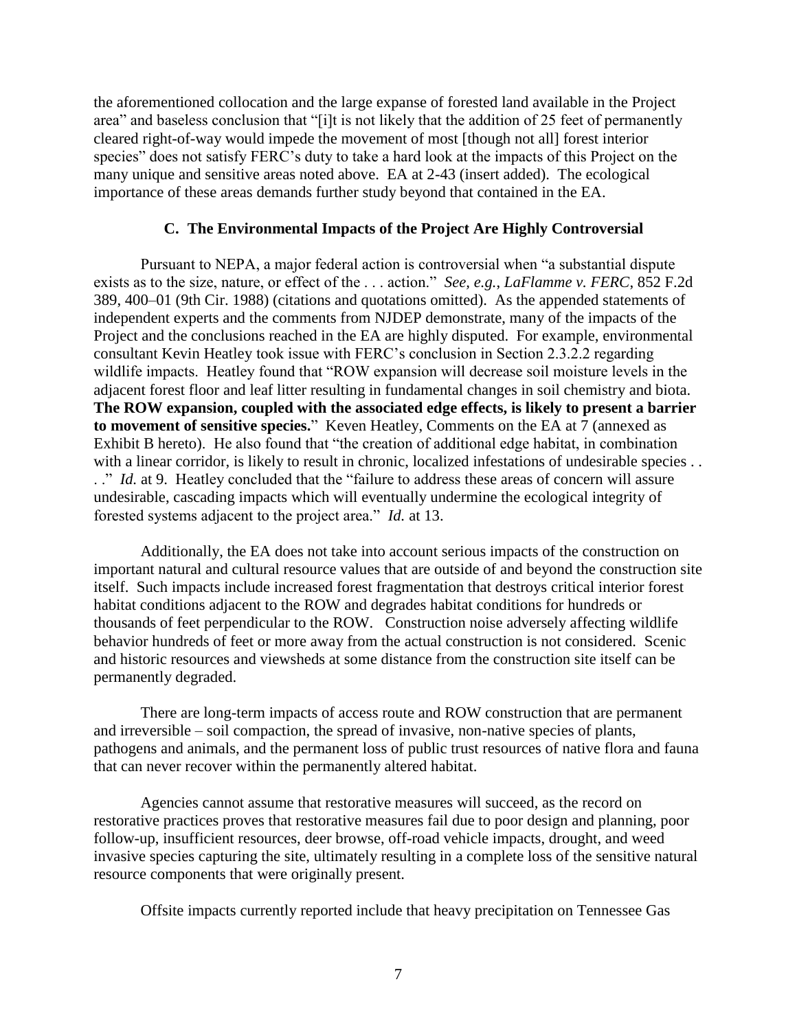the aforementioned collocation and the large expanse of forested land available in the Project area" and baseless conclusion that "[i]t is not likely that the addition of 25 feet of permanently cleared right-of-way would impede the movement of most [though not all] forest interior species" does not satisfy FERC's duty to take a hard look at the impacts of this Project on the many unique and sensitive areas noted above. EA at 2-43 (insert added). The ecological importance of these areas demands further study beyond that contained in the EA.

### C. The Environmental Impacts of the Project Are Highly Controversial

Pursuant to NEPA, a major federal action is controversial when "a substantial dispute exists as to the size, nature, or effect of the . . . action." *See, e.g., LaFlamme v. FERC*, 852 F.2d 389, 400–01 (9th Cir. 1988) (citations and quotations omitted). As the appended statements of independent experts and the comments from NJDEP demonstrate, many of the impacts of the Project and the conclusions reached in the EA are highly disputed. For example, environmental consultant Kevin Heatley took issue with FERC's conclusion in Section 2.3.2.2 regarding wildlife impacts. Heatley found that "ROW expansion will decrease soil moisture levels in the adjacent forest floor and leaf litter resulting in fundamental changes in soil chemistry and biota. **The ROW expansion, coupled with the associated edge effects, is likely to present a barrier to movement of sensitive species.**" Keven Heatley, Comments on the EA at 7 (annexed as Exhibit B hereto). He also found that "the creation of additional edge habitat, in combination with a linear corridor, is likely to result in chronic, localized infestations of undesirable species . . . ." *Id.* at 9. Heatley concluded that the "failure to address these areas of concern will assure undesirable, cascading impacts which will eventually undermine the ecological integrity of forested systems adjacent to the project area." *Id.* at 13.

Additionally, the EA does not take into account serious impacts of the construction on important natural and cultural resource values that are outside of and beyond the construction site itself. Such impacts include increased forest fragmentation that destroys critical interior forest habitat conditions adjacent to the ROW and degrades habitat conditions for hundreds or thousands of feet perpendicular to the ROW. Construction noise adversely affecting wildlife behavior hundreds of feet or more away from the actual construction is not considered. Scenic and historic resources and viewsheds at some distance from the construction site itself can be permanently degraded.

There are long-term impacts of access route and ROW construction that are permanent and irreversible – soil compaction, the spread of invasive, non-native species of plants, pathogens and animals, and the permanent loss of public trust resources of native flora and fauna that can never recover within the permanently altered habitat.

Agencies cannot assume that restorative measures will succeed, as the record on restorative practices proves that restorative measures fail due to poor design and planning, poor follow-up, insufficient resources, deer browse, off-road vehicle impacts, drought, and weed invasive species capturing the site, ultimately resulting in a complete loss of the sensitive natural resource components that were originally present.

Offsite impacts currently reported include that heavy precipitation on Tennessee Gas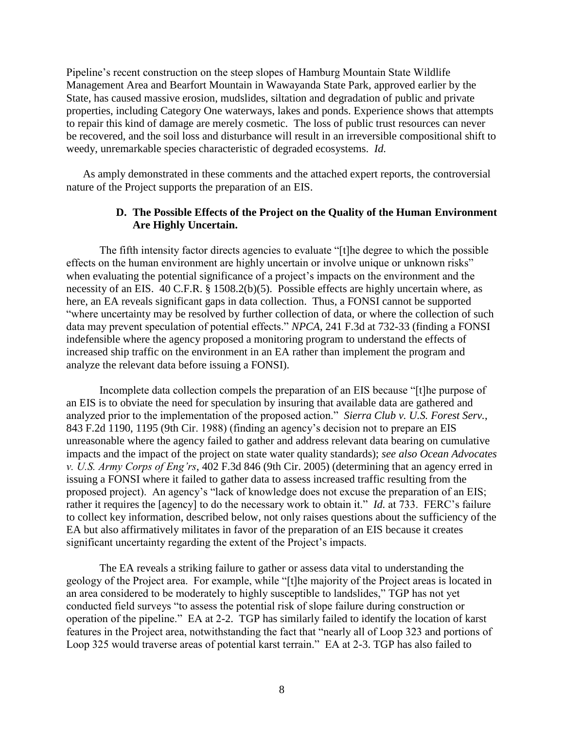Pipeline's recent construction on the steep slopes of Hamburg Mountain State Wildlife Management Area and Bearfort Mountain in Wawayanda State Park, approved earlier by the State, has caused massive erosion, mudslides, siltation and degradation of public and private properties, including Category One waterways, lakes and ponds. Experience shows that attempts to repair this kind of damage are merely cosmetic. The loss of public trust resources can never be recovered, and the soil loss and disturbance will result in an irreversible compositional shift to weedy, unremarkable species characteristic of degraded ecosystems. *Id.*

As amply demonstrated in these comments and the attached expert reports, the controversial nature of the Project supports the preparation of an EIS.

### D. The Possible Effects of the Project on the Quality of the Human Environment Are Highly Uncertain.

The fifth intensity factor directs agencies to evaluate "[t]he degree to which the possible effects on the human environment are highly uncertain or involve unique or unknown risks" when evaluating the potential significance of a project's impacts on the environment and the necessity of an EIS. 40 C.F.R. § 1508.2(b)(5). Possible effects are highly uncertain where, as here, an EA reveals significant gaps in data collection. Thus, a FONSI cannot be supported "where uncertainty may be resolved by further collection of data, or where the collection of such data may prevent speculation of potential effects." *NPCA*, 241 F.3d at 732-33 (finding a FONSI indefensible where the agency proposed a monitoring program to understand the effects of increased ship traffic on the environment in an EA rather than implement the program and analyze the relevant data before issuing a FONSI).

Incomplete data collection compels the preparation of an EIS because "[t]he purpose of an EIS is to obviate the need for speculation by insuring that available data are gathered and analyzed prior to the implementation of the proposed action." *Sierra Club v. U.S. Forest Serv.*, 843 F.2d 1190, 1195 (9th Cir. 1988) (finding an agency's decision not to prepare an EIS unreasonable where the agency failed to gather and address relevant data bearing on cumulative impacts and the impact of the project on state water quality standards); *see also Ocean Advocates v. U.S. Army Corps of Eng'rs*, 402 F.3d 846 (9th Cir. 2005) (determining that an agency erred in issuing a FONSI where it failed to gather data to assess increased traffic resulting from the proposed project). An agency's "lack of knowledge does not excuse the preparation of an EIS; rather it requires the [agency] to do the necessary work to obtain it." *Id.* at 733. FERC's failure to collect key information, described below, not only raises questions about the sufficiency of the EA but also affirmatively militates in favor of the preparation of an EIS because it creates significant uncertainty regarding the extent of the Project's impacts.

The EA reveals a striking failure to gather or assess data vital to understanding the geology of the Project area. For example, while "[t]he majority of the Project areas is located in an area considered to be moderately to highly susceptible to landslides," TGP has not yet conducted field surveys "to assess the potential risk of slope failure during construction or operation of the pipeline." EA at 2-2. TGP has similarly failed to identify the location of karst features in the Project area, notwithstanding the fact that "nearly all of Loop 323 and portions of Loop 325 would traverse areas of potential karst terrain." EA at 2-3. TGP has also failed to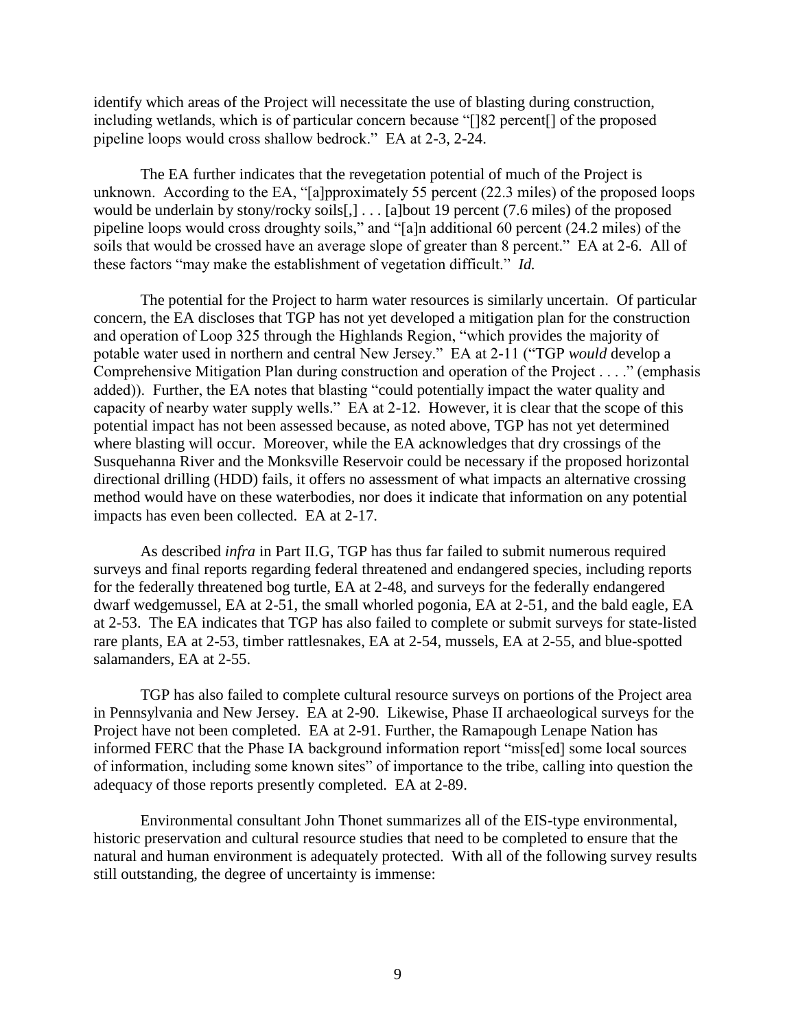identify which areas of the Project will necessitate the use of blasting during construction, including wetlands, which is of particular concern because "[]82 percent[] of the proposed pipeline loops would cross shallow bedrock." EA at 2-3, 2-24.

The EA further indicates that the revegetation potential of much of the Project is unknown. According to the EA, "[a]pproximately 55 percent (22.3 miles) of the proposed loops would be underlain by stony/rocky soils[,] . . . [a]bout 19 percent (7.6 miles) of the proposed pipeline loops would cross droughty soils," and "[a]n additional 60 percent (24.2 miles) of the soils that would be crossed have an average slope of greater than 8 percent." EA at 2-6. All of these factors "may make the establishment of vegetation difficult." *Id.*

The potential for the Project to harm water resources is similarly uncertain. Of particular concern, the EA discloses that TGP has not yet developed a mitigation plan for the construction and operation of Loop 325 through the Highlands Region, "which provides the majority of potable water used in northern and central New Jersey." EA at 2-11 ("TGP *would* develop a Comprehensive Mitigation Plan during construction and operation of the Project . . . ." (emphasis added)). Further, the EA notes that blasting "could potentially impact the water quality and capacity of nearby water supply wells." EA at 2-12. However, it is clear that the scope of this potential impact has not been assessed because, as noted above, TGP has not yet determined where blasting will occur. Moreover, while the EA acknowledges that dry crossings of the Susquehanna River and the Monksville Reservoir could be necessary if the proposed horizontal directional drilling (HDD) fails, it offers no assessment of what impacts an alternative crossing method would have on these waterbodies, nor does it indicate that information on any potential impacts has even been collected. EA at 2-17.

As described *infra* in Part II.G, TGP has thus far failed to submit numerous required surveys and final reports regarding federal threatened and endangered species, including reports for the federally threatened bog turtle, EA at 2-48, and surveys for the federally endangered dwarf wedgemussel, EA at 2-51, the small whorled pogonia, EA at 2-51, and the bald eagle, EA at 2-53. The EA indicates that TGP has also failed to complete or submit surveys for state-listed rare plants, EA at 2-53, timber rattlesnakes, EA at 2-54, mussels, EA at 2-55, and blue-spotted salamanders, EA at 2-55.

TGP has also failed to complete cultural resource surveys on portions of the Project area in Pennsylvania and New Jersey. EA at 2-90. Likewise, Phase II archaeological surveys for the Project have not been completed. EA at 2-91. Further, the Ramapough Lenape Nation has informed FERC that the Phase IA background information report "miss[ed] some local sources of information, including some known sites" of importance to the tribe, calling into question the adequacy of those reports presently completed. EA at 2-89.

Environmental consultant John Thonet summarizes all of the EIS-type environmental, historic preservation and cultural resource studies that need to be completed to ensure that the natural and human environment is adequately protected. With all of the following survey results still outstanding, the degree of uncertainty is immense: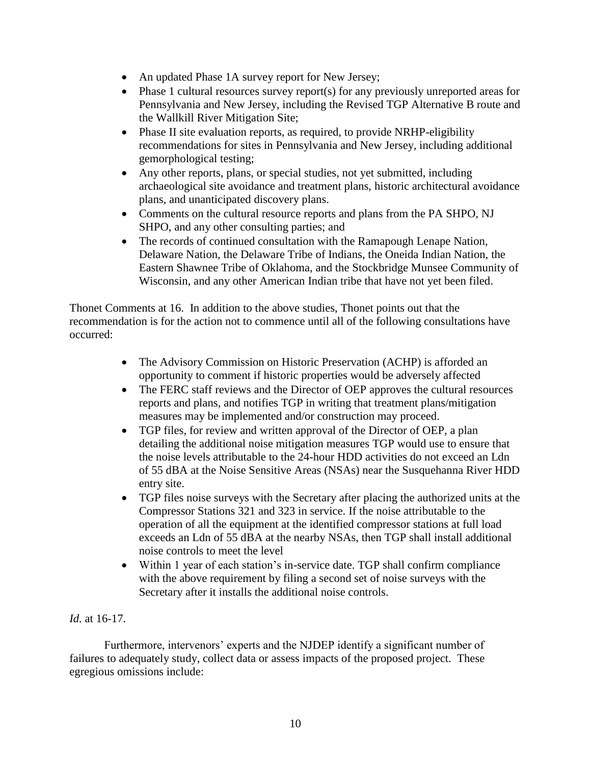- An updated Phase 1A survey report for New Jersey;
- Phase 1 cultural resources survey report(s) for any previously unreported areas for Pennsylvania and New Jersey, including the Revised TGP Alternative B route and the Wallkill River Mitigation Site;
- Phase II site evaluation reports, as required, to provide NRHP-eligibility recommendations for sites in Pennsylvania and New Jersey, including additional gemorphological testing;
- Any other reports, plans, or special studies, not yet submitted, including archaeological site avoidance and treatment plans, historic architectural avoidance plans, and unanticipated discovery plans.
- Comments on the cultural resource reports and plans from the PA SHPO, NJ SHPO, and any other consulting parties; and
- The records of continued consultation with the Ramapough Lenape Nation, Delaware Nation, the Delaware Tribe of Indians, the Oneida Indian Nation, the Eastern Shawnee Tribe of Oklahoma, and the Stockbridge Munsee Community of Wisconsin, and any other American Indian tribe that have not yet been filed.

Thonet Comments at 16. In addition to the above studies, Thonet points out that the recommendation is for the action not to commence until all of the following consultations have occurred:

- The Advisory Commission on Historic Preservation (ACHP) is afforded an opportunity to comment if historic properties would be adversely affected
- The FERC staff reviews and the Director of OEP approves the cultural resources reports and plans, and notifies TGP in writing that treatment plans/mitigation measures may be implemented and/or construction may proceed.
- TGP files, for review and written approval of the Director of OEP, a plan detailing the additional noise mitigation measures TGP would use to ensure that the noise levels attributable to the 24-hour HDD activities do not exceed an Ldn of 55 dBA at the Noise Sensitive Areas (NSAs) near the Susquehanna River HDD entry site.
- TGP files noise surveys with the Secretary after placing the authorized units at the Compressor Stations 321 and 323 in service. If the noise attributable to the operation of all the equipment at the identified compressor stations at full load exceeds an Ldn of 55 dBA at the nearby NSAs, then TGP shall install additional noise controls to meet the level
- Within 1 year of each station's in-service date. TGP shall confirm compliance with the above requirement by filing a second set of noise surveys with the Secretary after it installs the additional noise controls.

*Id.* at 16-17.

Furthermore, intervenors' experts and the NJDEP identify a significant number of failures to adequately study, collect data or assess impacts of the proposed project. These egregious omissions include: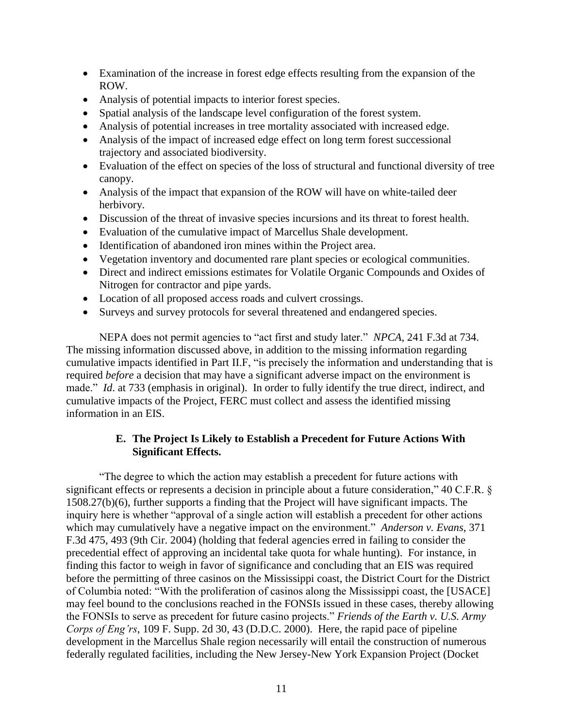- Examination of the increase in forest edge effects resulting from the expansion of the ROW.
- Analysis of potential impacts to interior forest species.
- Spatial analysis of the landscape level configuration of the forest system.
- Analysis of potential increases in tree mortality associated with increased edge.
- Analysis of the impact of increased edge effect on long term forest successional trajectory and associated biodiversity.
- Evaluation of the effect on species of the loss of structural and functional diversity of tree canopy.
- Analysis of the impact that expansion of the ROW will have on white-tailed deer herbivory.
- Discussion of the threat of invasive species incursions and its threat to forest health.
- Evaluation of the cumulative impact of Marcellus Shale development.
- Identification of abandoned iron mines within the Project area.
- Vegetation inventory and documented rare plant species or ecological communities.
- Direct and indirect emissions estimates for Volatile Organic Compounds and Oxides of Nitrogen for contractor and pipe yards.
- Location of all proposed access roads and culvert crossings.
- Surveys and survey protocols for several threatened and endangered species.

NEPA does not permit agencies to "act first and study later." *NPCA*, 241 F.3d at 734. The missing information discussed above, in addition to the missing information regarding cumulative impacts identified in Part II.F, "is precisely the information and understanding that is required *before* a decision that may have a significant adverse impact on the environment is made." *Id*. at 733 (emphasis in original). In order to fully identify the true direct, indirect, and cumulative impacts of the Project, FERC must collect and assess the identified missing information in an EIS.

### E. The Project Is Likely to Establish a Precedent for Future Actions With Significant Effects.

"The degree to which the action may establish a precedent for future actions with significant effects or represents a decision in principle about a future consideration," 40 C.F.R. § 1508.27(b)(6), further supports a finding that the Project will have significant impacts. The inquiry here is whether "approval of a single action will establish a precedent for other actions which may cumulatively have a negative impact on the environment." *Anderson v. Evans*, 371 F.3d 475, 493 (9th Cir. 2004) (holding that federal agencies erred in failing to consider the precedential effect of approving an incidental take quota for whale hunting). For instance, in finding this factor to weigh in favor of significance and concluding that an EIS was required before the permitting of three casinos on the Mississippi coast, the District Court for the District of Columbia noted: "With the proliferation of casinos along the Mississippi coast, the [USACE] may feel bound to the conclusions reached in the FONSIs issued in these cases, thereby allowing the FONSIs to serve as precedent for future casino projects." *Friends of the Earth v. U.S. Army Corps of Eng'rs*, 109 F. Supp. 2d 30, 43 (D.D.C. 2000). Here, the rapid pace of pipeline development in the Marcellus Shale region necessarily will entail the construction of numerous federally regulated facilities, including the New Jersey-New York Expansion Project (Docket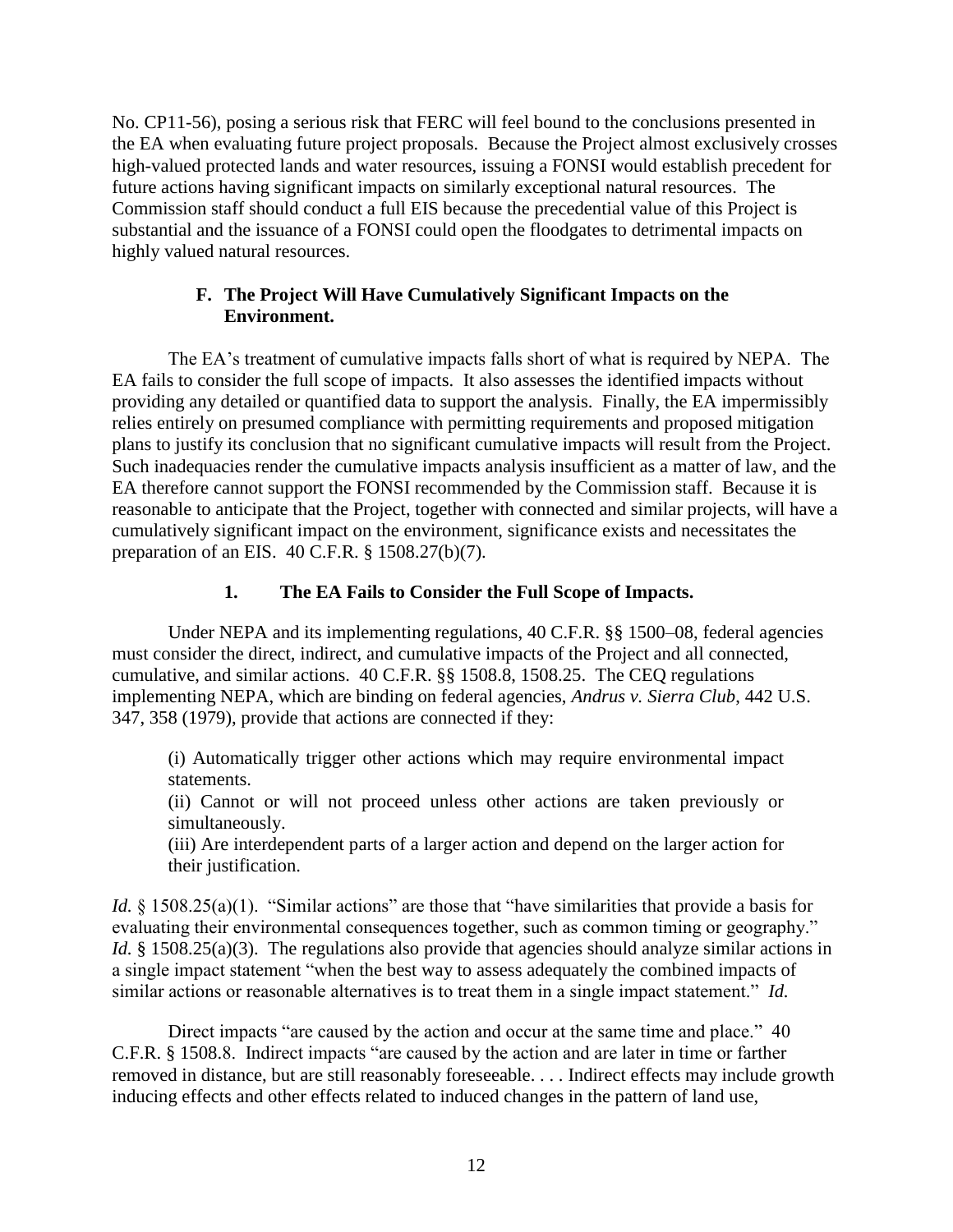No. CP11-56), posing a serious risk that FERC will feel bound to the conclusions presented in the EA when evaluating future project proposals. Because the Project almost exclusively crosses high-valued protected lands and water resources, issuing a FONSI would establish precedent for future actions having significant impacts on similarly exceptional natural resources. The Commission staff should conduct a full EIS because the precedential value of this Project is substantial and the issuance of a FONSI could open the floodgates to detrimental impacts on highly valued natural resources.

### F. The Project Will Have Cumulatively Significant Impacts on the Environment.

The EA's treatment of cumulative impacts falls short of what is required by NEPA. The EA fails to consider the full scope of impacts. It also assesses the identified impacts without providing any detailed or quantified data to support the analysis. Finally, the EA impermissibly relies entirely on presumed compliance with permitting requirements and proposed mitigation plans to justify its conclusion that no significant cumulative impacts will result from the Project. Such inadequacies render the cumulative impacts analysis insufficient as a matter of law, and the EA therefore cannot support the FONSI recommended by the Commission staff. Because it is reasonable to anticipate that the Project, together with connected and similar projects, will have a cumulatively significant impact on the environment, significance exists and necessitates the preparation of an EIS. 40 C.F.R. § 1508.27(b)(7).

#### 1. The EA Fails to Consider the Full Scope of Impacts.

Under NEPA and its implementing regulations, 40 C.F.R. §§ 1500–08, federal agencies must consider the direct, indirect, and cumulative impacts of the Project and all connected, cumulative, and similar actions. 40 C.F.R. §§ 1508.8, 1508.25. The CEQ regulations implementing NEPA, which are binding on federal agencies, *Andrus v. Sierra Club*, 442 U.S. 347, 358 (1979), provide that actions are connected if they:

> (i) Automatically trigger other actions which may require environmental impact statements.
> (ii) Cannot or will not proceed unless other actions are taken previously or simultaneously.
> (iii) Are interdependent parts of a larger action and depend on the larger action for their justification.

*Id.* § 1508.25(a)(1). "Similar actions" are those that "have similarities that provide a basis for evaluating their environmental consequences together, such as common timing or geography." *Id.* § 1508.25(a)(3). The regulations also provide that agencies should analyze similar actions in a single impact statement "when the best way to assess adequately the combined impacts of similar actions or reasonable alternatives is to treat them in a single impact statement." *Id.*

Direct impacts "are caused by the action and occur at the same time and place." 40 C.F.R. § 1508.8. Indirect impacts "are caused by the action and are later in time or farther removed in distance, but are still reasonably foreseeable. . . . Indirect effects may include growth inducing effects and other effects related to induced changes in the pattern of land use,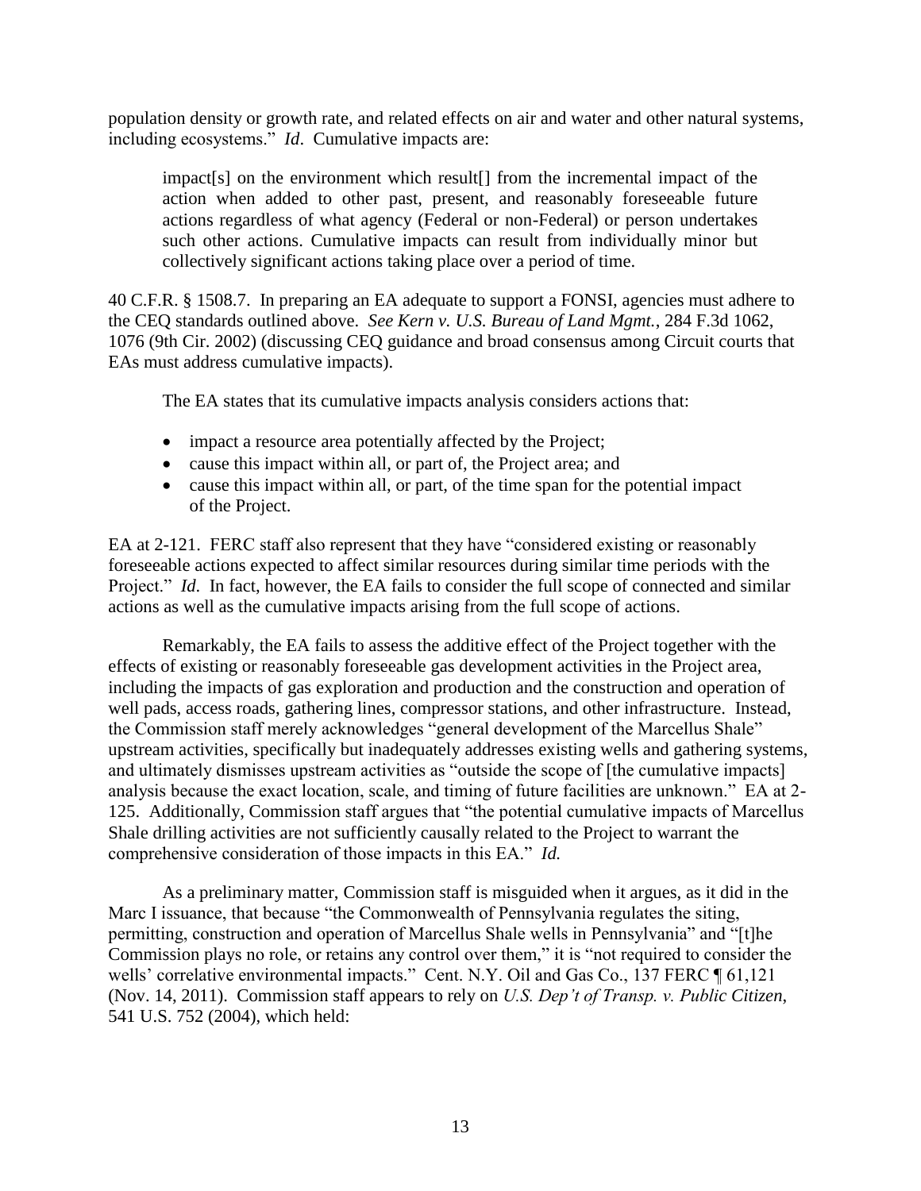population density or growth rate, and related effects on air and water and other natural systems, including ecosystems." *Id*. Cumulative impacts are:

> impact[s] on the environment which result[] from the incremental impact of the action when added to other past, present, and reasonably foreseeable future actions regardless of what agency (Federal or non-Federal) or person undertakes such other actions. Cumulative impacts can result from individually minor but collectively significant actions taking place over a period of time.

40 C.F.R. § 1508.7. In preparing an EA adequate to support a FONSI, agencies must adhere to the CEQ standards outlined above. *See Kern v. U.S. Bureau of Land Mgmt.*, 284 F.3d 1062, 1076 (9th Cir. 2002) (discussing CEQ guidance and broad consensus among Circuit courts that EAs must address cumulative impacts).

The EA states that its cumulative impacts analysis considers actions that:

- impact a resource area potentially affected by the Project;
- cause this impact within all, or part of, the Project area; and
- cause this impact within all, or part, of the time span for the potential impact of the Project.

EA at 2-121. FERC staff also represent that they have "considered existing or reasonably foreseeable actions expected to affect similar resources during similar time periods with the Project." *Id*. In fact, however, the EA fails to consider the full scope of connected and similar actions as well as the cumulative impacts arising from the full scope of actions.

Remarkably, the EA fails to assess the additive effect of the Project together with the effects of existing or reasonably foreseeable gas development activities in the Project area, including the impacts of gas exploration and production and the construction and operation of well pads, access roads, gathering lines, compressor stations, and other infrastructure. Instead, the Commission staff merely acknowledges "general development of the Marcellus Shale" upstream activities, specifically but inadequately addresses existing wells and gathering systems, and ultimately dismisses upstream activities as "outside the scope of [the cumulative impacts] analysis because the exact location, scale, and timing of future facilities are unknown." EA at 2-125. Additionally, Commission staff argues that "the potential cumulative impacts of Marcellus Shale drilling activities are not sufficiently causally related to the Project to warrant the comprehensive consideration of those impacts in this EA." *Id.*

As a preliminary matter, Commission staff is misguided when it argues, as it did in the Marc I issuance, that because "the Commonwealth of Pennsylvania regulates the siting, permitting, construction and operation of Marcellus Shale wells in Pennsylvania" and "[t]he Commission plays no role, or retains any control over them," it is "not required to consider the wells' correlative environmental impacts." Cent. N.Y. Oil and Gas Co., 137 FERC ¶ 61,121 (Nov. 14, 2011). Commission staff appears to rely on *U.S. Dep't of Transp. v. Public Citizen*, 541 U.S. 752 (2004), which held: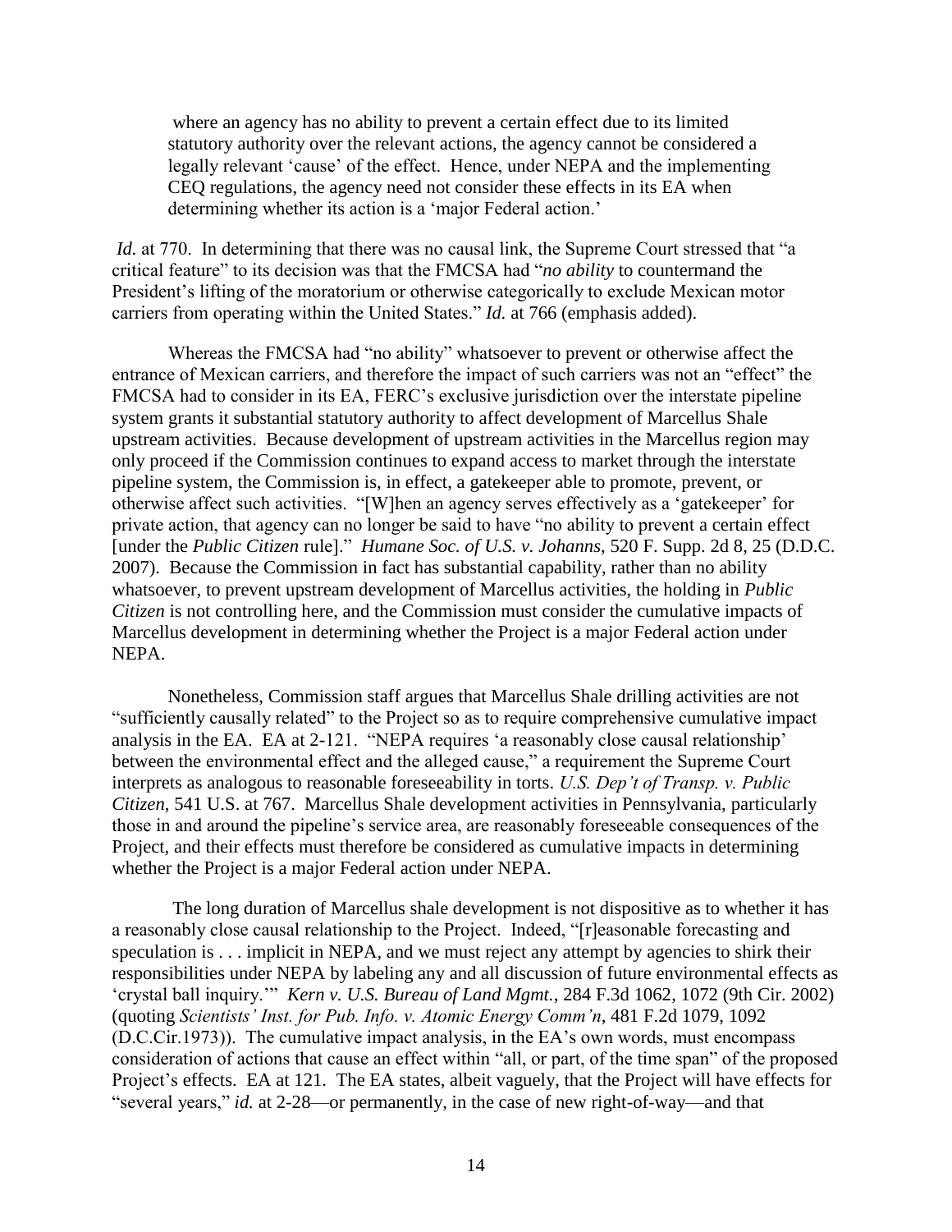> where an agency has no ability to prevent a certain effect due to its limited statutory authority over the relevant actions, the agency cannot be considered a legally relevant 'cause' of the effect. Hence, under NEPA and the implementing CEQ regulations, the agency need not consider these effects in its EA when determining whether its action is a 'major Federal action.'

*Id.* at 770. In determining that there was no causal link, the Supreme Court stressed that "a critical feature" to its decision was that the FMCSA had "*no ability* to countermand the President's lifting of the moratorium or otherwise categorically to exclude Mexican motor carriers from operating within the United States." *Id.* at 766 (emphasis added).

Whereas the FMCSA had "no ability" whatsoever to prevent or otherwise affect the entrance of Mexican carriers, and therefore the impact of such carriers was not an "effect" the FMCSA had to consider in its EA, FERC's exclusive jurisdiction over the interstate pipeline system grants it substantial statutory authority to affect development of Marcellus Shale upstream activities. Because development of upstream activities in the Marcellus region may only proceed if the Commission continues to expand access to market through the interstate pipeline system, the Commission is, in effect, a gatekeeper able to promote, prevent, or otherwise affect such activities. "[W]hen an agency serves effectively as a 'gatekeeper' for private action, that agency can no longer be said to have "no ability to prevent a certain effect [under the *Public Citizen* rule]." *Humane Soc. of U.S. v. Johanns*, 520 F. Supp. 2d 8, 25 (D.D.C. 2007). Because the Commission in fact has substantial capability, rather than no ability whatsoever, to prevent upstream development of Marcellus activities, the holding in *Public Citizen* is not controlling here, and the Commission must consider the cumulative impacts of Marcellus development in determining whether the Project is a major Federal action under NEPA.

Nonetheless, Commission staff argues that Marcellus Shale drilling activities are not "sufficiently causally related" to the Project so as to require comprehensive cumulative impact analysis in the EA. EA at 2-121. "NEPA requires 'a reasonably close causal relationship' between the environmental effect and the alleged cause," a requirement the Supreme Court interprets as analogous to reasonable foreseeability in torts. *U.S. Dep't of Transp. v. Public Citizen*, 541 U.S. at 767. Marcellus Shale development activities in Pennsylvania, particularly those in and around the pipeline's service area, are reasonably foreseeable consequences of the Project, and their effects must therefore be considered as cumulative impacts in determining whether the Project is a major Federal action under NEPA.

The long duration of Marcellus shale development is not dispositive as to whether it has a reasonably close causal relationship to the Project. Indeed, "[r]easonable forecasting and speculation is . . . implicit in NEPA, and we must reject any attempt by agencies to shirk their responsibilities under NEPA by labeling any and all discussion of future environmental effects as 'crystal ball inquiry.'" *Kern v. U.S. Bureau of Land Mgmt.*, 284 F.3d 1062, 1072 (9th Cir. 2002) (quoting *Scientists' Inst. for Pub. Info. v. Atomic Energy Comm'n*, 481 F.2d 1079, 1092 (D.C.Cir.1973)). The cumulative impact analysis, in the EA's own words, must encompass consideration of actions that cause an effect within "all, or part, of the time span" of the proposed Project's effects. EA at 121. The EA states, albeit vaguely, that the Project will have effects for "several years," *id.* at 2-28—or permanently, in the case of new right-of-way—and that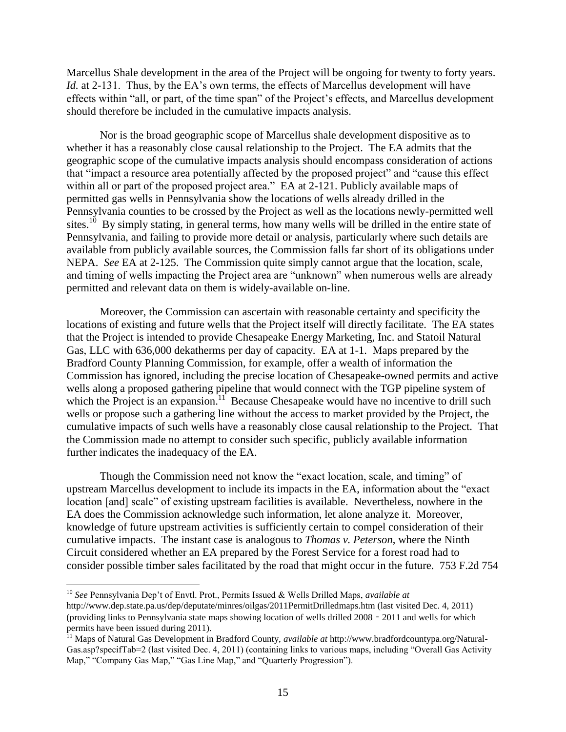Marcellus Shale development in the area of the Project will be ongoing for twenty to forty years. *Id.* at 2-131. Thus, by the EA's own terms, the effects of Marcellus development will have effects within "all, or part, of the time span" of the Project's effects, and Marcellus development should therefore be included in the cumulative impacts analysis.

Nor is the broad geographic scope of Marcellus shale development dispositive as to whether it has a reasonably close causal relationship to the Project. The EA admits that the geographic scope of the cumulative impacts analysis should encompass consideration of actions that "impact a resource area potentially affected by the proposed project" and "cause this effect within all or part of the proposed project area." EA at 2-121. Publicly available maps of permitted gas wells in Pennsylvania show the locations of wells already drilled in the Pennsylvania counties to be crossed by the Project as well as the locations newly-permitted well sites.[10] By simply stating, in general terms, how many wells will be drilled in the entire state of Pennsylvania, and failing to provide more detail or analysis, particularly where such details are available from publicly available sources, the Commission falls far short of its obligations under NEPA. *See* EA at 2-125. The Commission quite simply cannot argue that the location, scale, and timing of wells impacting the Project area are "unknown" when numerous wells are already permitted and relevant data on them is widely-available on-line.

Moreover, the Commission can ascertain with reasonable certainty and specificity the locations of existing and future wells that the Project itself will directly facilitate. The EA states that the Project is intended to provide Chesapeake Energy Marketing, Inc. and Statoil Natural Gas, LLC with 636,000 dekatherms per day of capacity. EA at 1-1. Maps prepared by the Bradford County Planning Commission, for example, offer a wealth of information the Commission has ignored, including the precise location of Chesapeake-owned permits and active wells along a proposed gathering pipeline that would connect with the TGP pipeline system of which the Project is an expansion.[11] Because Chesapeake would have no incentive to drill such wells or propose such a gathering line without the access to market provided by the Project, the cumulative impacts of such wells have a reasonably close causal relationship to the Project. That the Commission made no attempt to consider such specific, publicly available information further indicates the inadequacy of the EA.

Though the Commission need not know the "exact location, scale, and timing" of upstream Marcellus development to include its impacts in the EA, information about the "exact location [and] scale" of existing upstream facilities is available. Nevertheless, nowhere in the EA does the Commission acknowledge such information, let alone analyze it. Moreover, knowledge of future upstream activities is sufficiently certain to compel consideration of their cumulative impacts. The instant case is analogous to *Thomas v. Peterson*, where the Ninth Circuit considered whether an EA prepared by the Forest Service for a forest road had to consider possible timber sales facilitated by the road that might occur in the future. 753 F.2d 754

---

[10] *See* Pennsylvania Dep't of Envtl. Prot., Permits Issued & Wells Drilled Maps, *available at* http://www.dep.state.pa.us/dep/deputate/minres/oilgas/2011PermitDrilledmaps.htm (last visited Dec. 4, 2011) (providing links to Pennsylvania state maps showing location of wells drilled 2008 - 2011 and wells for which permits have been issued during 2011).

[11] Maps of Natural Gas Development in Bradford County, *available at* http://www.bradfordcountypa.org/Natural-Gas.asp?specifTab=2 (last visited Dec. 4, 2011) (containing links to various maps, including "Overall Gas Activity Map," "Company Gas Map," "Gas Line Map," and "Quarterly Progression").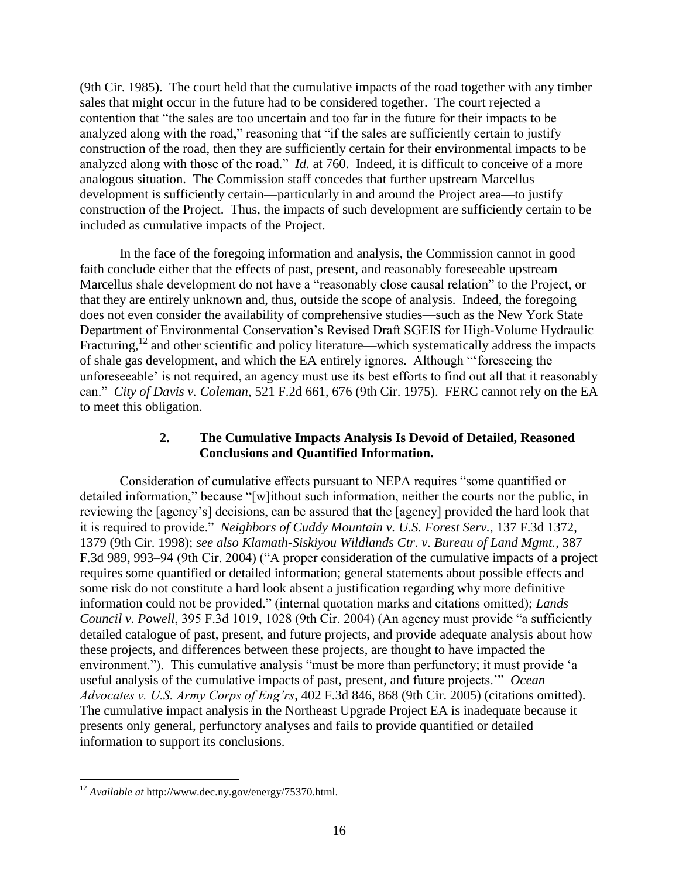(9th Cir. 1985). The court held that the cumulative impacts of the road together with any timber sales that might occur in the future had to be considered together. The court rejected a contention that "the sales are too uncertain and too far in the future for their impacts to be analyzed along with the road," reasoning that "if the sales are sufficiently certain to justify construction of the road, then they are sufficiently certain for their environmental impacts to be analyzed along with those of the road." *Id.* at 760. Indeed, it is difficult to conceive of a more analogous situation. The Commission staff concedes that further upstream Marcellus development is sufficiently certain—particularly in and around the Project area—to justify construction of the Project. Thus, the impacts of such development are sufficiently certain to be included as cumulative impacts of the Project.

In the face of the foregoing information and analysis, the Commission cannot in good faith conclude either that the effects of past, present, and reasonably foreseeable upstream Marcellus shale development do not have a "reasonably close causal relation" to the Project, or that they are entirely unknown and, thus, outside the scope of analysis. Indeed, the foregoing does not even consider the availability of comprehensive studies—such as the New York State Department of Environmental Conservation's Revised Draft SGEIS for High-Volume Hydraulic Fracturing,[12] and other scientific and policy literature—which systematically address the impacts of shale gas development, and which the EA entirely ignores. Although "'foreseeing the unforeseeable' is not required, an agency must use its best efforts to find out all that it reasonably can." *City of Davis v. Coleman*, 521 F.2d 661, 676 (9th Cir. 1975). FERC cannot rely on the EA to meet this obligation.

### 2. The Cumulative Impacts Analysis Is Devoid of Detailed, Reasoned Conclusions and Quantified Information.

Consideration of cumulative effects pursuant to NEPA requires "some quantified or detailed information," because "[w]ithout such information, neither the courts nor the public, in reviewing the [agency's] decisions, can be assured that the [agency] provided the hard look that it is required to provide." *Neighbors of Cuddy Mountain v. U.S. Forest Serv.*, 137 F.3d 1372, 1379 (9th Cir. 1998); *see also Klamath-Siskiyou Wildlands Ctr. v. Bureau of Land Mgmt.*, 387 F.3d 989, 993–94 (9th Cir. 2004) ("A proper consideration of the cumulative impacts of a project requires some quantified or detailed information; general statements about possible effects and some risk do not constitute a hard look absent a justification regarding why more definitive information could not be provided." (internal quotation marks and citations omitted); *Lands Council v. Powell*, 395 F.3d 1019, 1028 (9th Cir. 2004) (An agency must provide "a sufficiently detailed catalogue of past, present, and future projects, and provide adequate analysis about how these projects, and differences between these projects, are thought to have impacted the environment."). This cumulative analysis "must be more than perfunctory; it must provide 'a useful analysis of the cumulative impacts of past, present, and future projects.'" *Ocean Advocates v. U.S. Army Corps of Eng'rs*, 402 F.3d 846, 868 (9th Cir. 2005) (citations omitted). The cumulative impact analysis in the Northeast Upgrade Project EA is inadequate because it presents only general, perfunctory analyses and fails to provide quantified or detailed information to support its conclusions.

---

[12] *Available at* http://www.dec.ny.gov/energy/75370.html.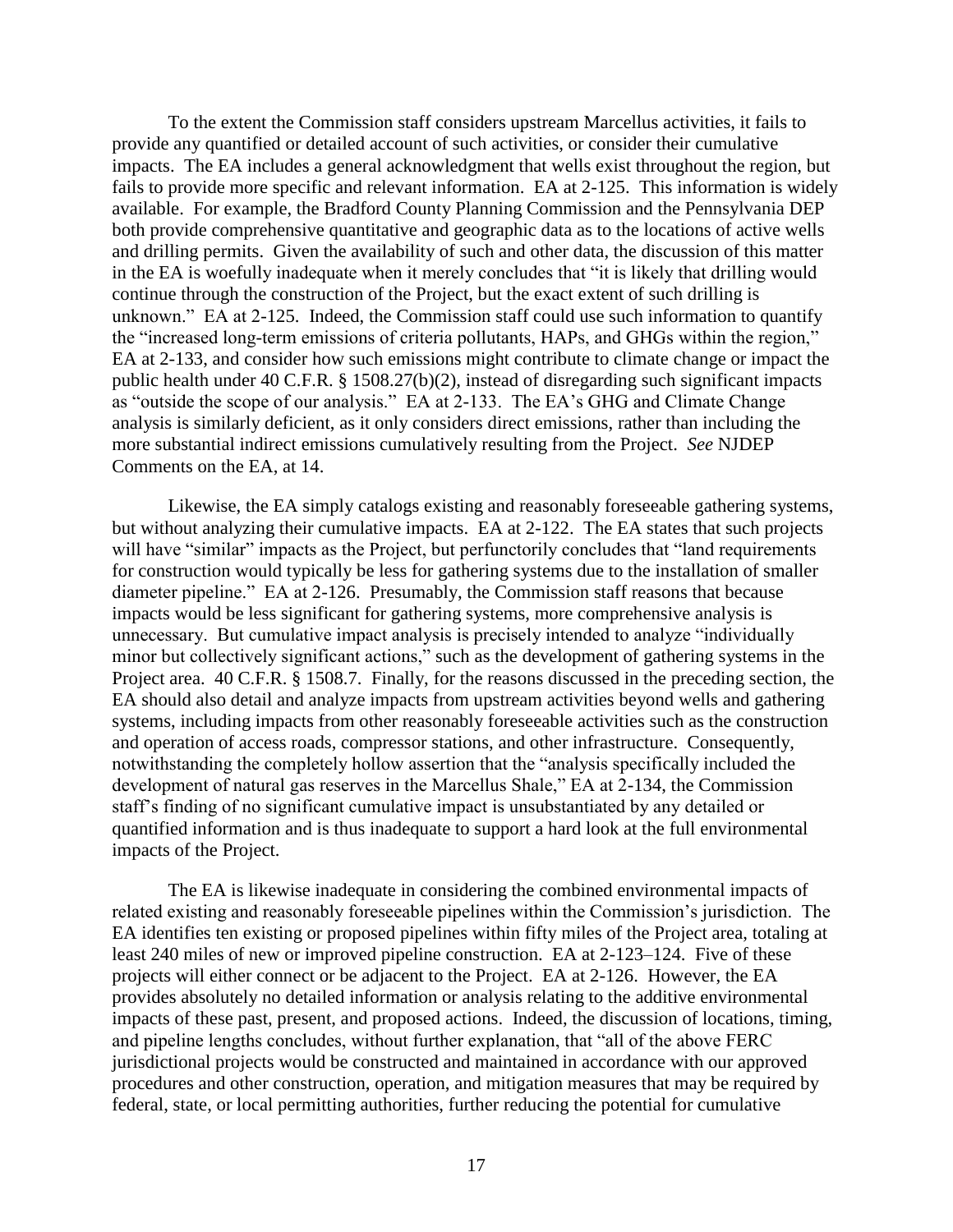To the extent the Commission staff considers upstream Marcellus activities, it fails to provide any quantified or detailed account of such activities, or consider their cumulative impacts. The EA includes a general acknowledgment that wells exist throughout the region, but fails to provide more specific and relevant information. EA at 2-125. This information is widely available. For example, the Bradford County Planning Commission and the Pennsylvania DEP both provide comprehensive quantitative and geographic data as to the locations of active wells and drilling permits. Given the availability of such and other data, the discussion of this matter in the EA is woefully inadequate when it merely concludes that "it is likely that drilling would continue through the construction of the Project, but the exact extent of such drilling is unknown." EA at 2-125. Indeed, the Commission staff could use such information to quantify the "increased long-term emissions of criteria pollutants, HAPs, and GHGs within the region," EA at 2-133, and consider how such emissions might contribute to climate change or impact the public health under 40 C.F.R. § 1508.27(b)(2), instead of disregarding such significant impacts as "outside the scope of our analysis." EA at 2-133. The EA's GHG and Climate Change analysis is similarly deficient, as it only considers direct emissions, rather than including the more substantial indirect emissions cumulatively resulting from the Project. *See* NJDEP Comments on the EA, at 14.

Likewise, the EA simply catalogs existing and reasonably foreseeable gathering systems, but without analyzing their cumulative impacts. EA at 2-122. The EA states that such projects will have "similar" impacts as the Project, but perfunctorily concludes that "land requirements for construction would typically be less for gathering systems due to the installation of smaller diameter pipeline." EA at 2-126. Presumably, the Commission staff reasons that because impacts would be less significant for gathering systems, more comprehensive analysis is unnecessary. But cumulative impact analysis is precisely intended to analyze "individually minor but collectively significant actions," such as the development of gathering systems in the Project area. 40 C.F.R. § 1508.7. Finally, for the reasons discussed in the preceding section, the EA should also detail and analyze impacts from upstream activities beyond wells and gathering systems, including impacts from other reasonably foreseeable activities such as the construction and operation of access roads, compressor stations, and other infrastructure. Consequently, notwithstanding the completely hollow assertion that the "analysis specifically included the development of natural gas reserves in the Marcellus Shale," EA at 2-134, the Commission staff's finding of no significant cumulative impact is unsubstantiated by any detailed or quantified information and is thus inadequate to support a hard look at the full environmental impacts of the Project.

The EA is likewise inadequate in considering the combined environmental impacts of related existing and reasonably foreseeable pipelines within the Commission's jurisdiction. The EA identifies ten existing or proposed pipelines within fifty miles of the Project area, totaling at least 240 miles of new or improved pipeline construction. EA at 2-123–124. Five of these projects will either connect or be adjacent to the Project. EA at 2-126. However, the EA provides absolutely no detailed information or analysis relating to the additive environmental impacts of these past, present, and proposed actions. Indeed, the discussion of locations, timing, and pipeline lengths concludes, without further explanation, that "all of the above FERC jurisdictional projects would be constructed and maintained in accordance with our approved procedures and other construction, operation, and mitigation measures that may be required by federal, state, or local permitting authorities, further reducing the potential for cumulative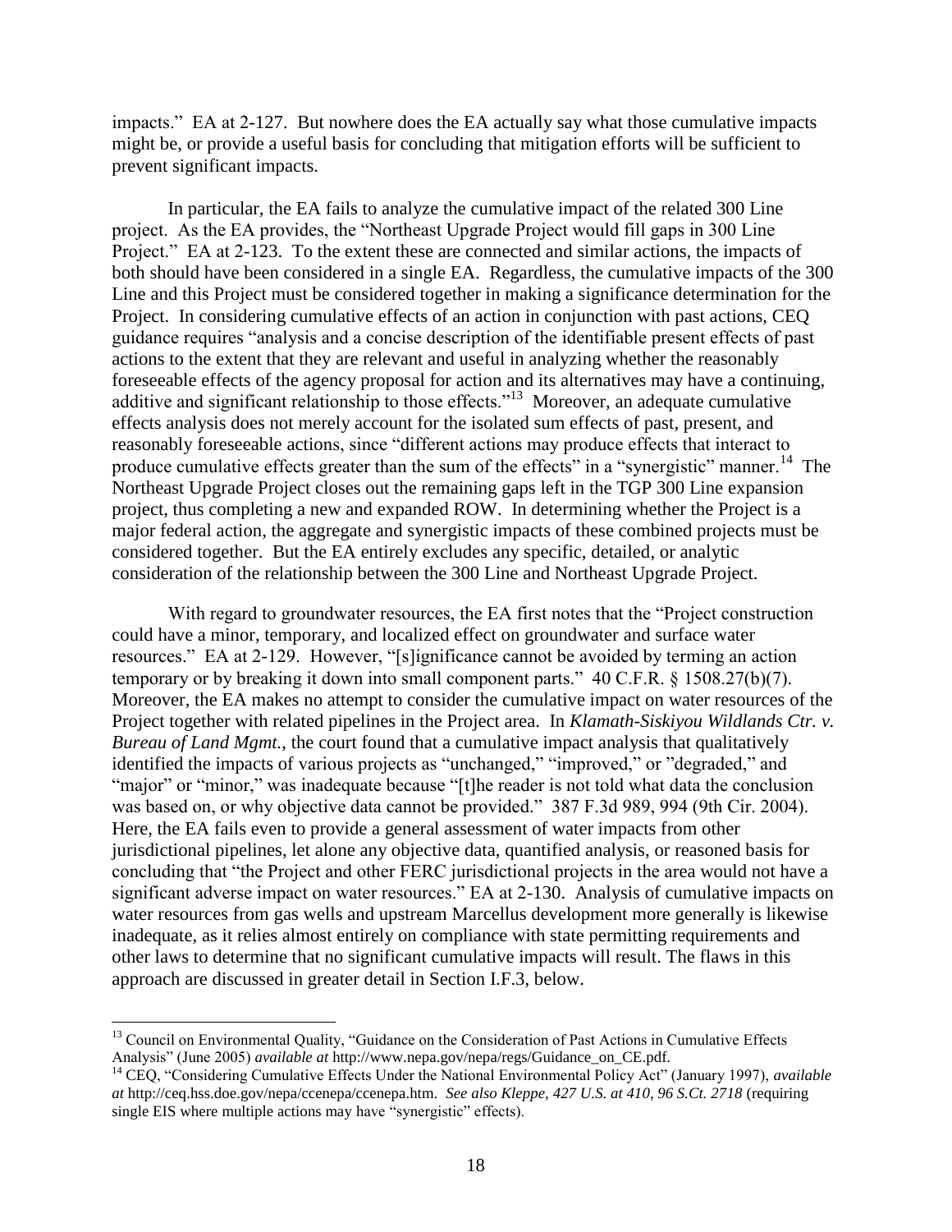impacts." EA at 2-127. But nowhere does the EA actually say what those cumulative impacts might be, or provide a useful basis for concluding that mitigation efforts will be sufficient to prevent significant impacts.

In particular, the EA fails to analyze the cumulative impact of the related 300 Line project. As the EA provides, the "Northeast Upgrade Project would fill gaps in 300 Line Project." EA at 2-123. To the extent these are connected and similar actions, the impacts of both should have been considered in a single EA. Regardless, the cumulative impacts of the 300 Line and this Project must be considered together in making a significance determination for the Project. In considering cumulative effects of an action in conjunction with past actions, CEQ guidance requires "analysis and a concise description of the identifiable present effects of past actions to the extent that they are relevant and useful in analyzing whether the reasonably foreseeable effects of the agency proposal for action and its alternatives may have a continuing, additive and significant relationship to those effects."[13] Moreover, an adequate cumulative effects analysis does not merely account for the isolated sum effects of past, present, and reasonably foreseeable actions, since "different actions may produce effects that interact to produce cumulative effects greater than the sum of the effects" in a "synergistic" manner.[14] The Northeast Upgrade Project closes out the remaining gaps left in the TGP 300 Line expansion project, thus completing a new and expanded ROW. In determining whether the Project is a major federal action, the aggregate and synergistic impacts of these combined projects must be considered together. But the EA entirely excludes any specific, detailed, or analytic consideration of the relationship between the 300 Line and Northeast Upgrade Project.

With regard to groundwater resources, the EA first notes that the "Project construction could have a minor, temporary, and localized effect on groundwater and surface water resources." EA at 2-129. However, "[s]ignificance cannot be avoided by terming an action temporary or by breaking it down into small component parts." 40 C.F.R. § 1508.27(b)(7). Moreover, the EA makes no attempt to consider the cumulative impact on water resources of the Project together with related pipelines in the Project area. In *Klamath-Siskiyou Wildlands Ctr. v. Bureau of Land Mgmt.*, the court found that a cumulative impact analysis that qualitatively identified the impacts of various projects as "unchanged," "improved," or "degraded," and "major" or "minor," was inadequate because "[t]he reader is not told what data the conclusion was based on, or why objective data cannot be provided." 387 F.3d 989, 994 (9th Cir. 2004). Here, the EA fails even to provide a general assessment of water impacts from other jurisdictional pipelines, let alone any objective data, quantified analysis, or reasoned basis for concluding that "the Project and other FERC jurisdictional projects in the area would not have a significant adverse impact on water resources." EA at 2-130. Analysis of cumulative impacts on water resources from gas wells and upstream Marcellus development more generally is likewise inadequate, as it relies almost entirely on compliance with state permitting requirements and other laws to determine that no significant cumulative impacts will result. The flaws in this approach are discussed in greater detail in Section I.F.3, below.

---

[13] Council on Environmental Quality, "Guidance on the Consideration of Past Actions in Cumulative Effects Analysis" (June 2005) *available at* http://www.nepa.gov/nepa/regs/Guidance_on_CE.pdf.

[14] CEQ, "Considering Cumulative Effects Under the National Environmental Policy Act" (January 1997), *available at* http://ceq.hss.doe.gov/nepa/ccenepa/ccenepa.htm. *See also Kleppe, 427 U.S. at 410, 96 S.Ct. 2718* (requiring single EIS where multiple actions may have "synergistic" effects).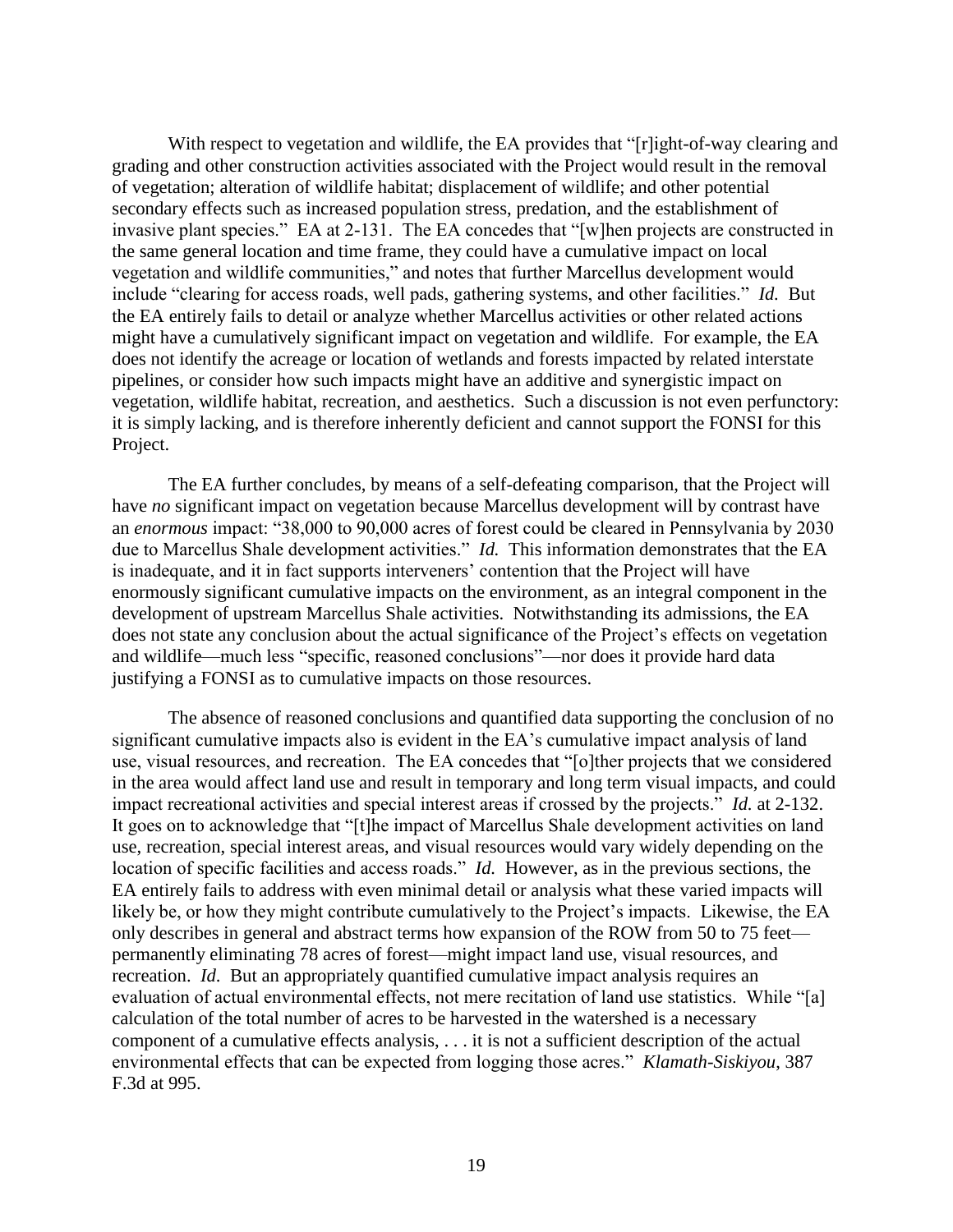With respect to vegetation and wildlife, the EA provides that "[r]ight-of-way clearing and grading and other construction activities associated with the Project would result in the removal of vegetation; alteration of wildlife habitat; displacement of wildlife; and other potential secondary effects such as increased population stress, predation, and the establishment of invasive plant species." EA at 2-131. The EA concedes that "[w]hen projects are constructed in the same general location and time frame, they could have a cumulative impact on local vegetation and wildlife communities," and notes that further Marcellus development would include "clearing for access roads, well pads, gathering systems, and other facilities." *Id.* But the EA entirely fails to detail or analyze whether Marcellus activities or other related actions might have a cumulatively significant impact on vegetation and wildlife. For example, the EA does not identify the acreage or location of wetlands and forests impacted by related interstate pipelines, or consider how such impacts might have an additive and synergistic impact on vegetation, wildlife habitat, recreation, and aesthetics. Such a discussion is not even perfunctory: it is simply lacking, and is therefore inherently deficient and cannot support the FONSI for this Project.

The EA further concludes, by means of a self-defeating comparison, that the Project will have *no* significant impact on vegetation because Marcellus development will by contrast have an *enormous* impact: "38,000 to 90,000 acres of forest could be cleared in Pennsylvania by 2030 due to Marcellus Shale development activities." *Id.* This information demonstrates that the EA is inadequate, and it in fact supports interveners' contention that the Project will have enormously significant cumulative impacts on the environment, as an integral component in the development of upstream Marcellus Shale activities. Notwithstanding its admissions, the EA does not state any conclusion about the actual significance of the Project's effects on vegetation and wildlife—much less "specific, reasoned conclusions"—nor does it provide hard data justifying a FONSI as to cumulative impacts on those resources.

The absence of reasoned conclusions and quantified data supporting the conclusion of no significant cumulative impacts also is evident in the EA's cumulative impact analysis of land use, visual resources, and recreation. The EA concedes that "[o]ther projects that we considered in the area would affect land use and result in temporary and long term visual impacts, and could impact recreational activities and special interest areas if crossed by the projects." *Id.* at 2-132. It goes on to acknowledge that "[t]he impact of Marcellus Shale development activities on land use, recreation, special interest areas, and visual resources would vary widely depending on the location of specific facilities and access roads." *Id.* However, as in the previous sections, the EA entirely fails to address with even minimal detail or analysis what these varied impacts will likely be, or how they might contribute cumulatively to the Project's impacts. Likewise, the EA only describes in general and abstract terms how expansion of the ROW from 50 to 75 feet—permanently eliminating 78 acres of forest—might impact land use, visual resources, and recreation. *Id*. But an appropriately quantified cumulative impact analysis requires an evaluation of actual environmental effects, not mere recitation of land use statistics. While "[a] calculation of the total number of acres to be harvested in the watershed is a necessary component of a cumulative effects analysis, . . . it is not a sufficient description of the actual environmental effects that can be expected from logging those acres." *Klamath-Siskiyou*, 387 F.3d at 995.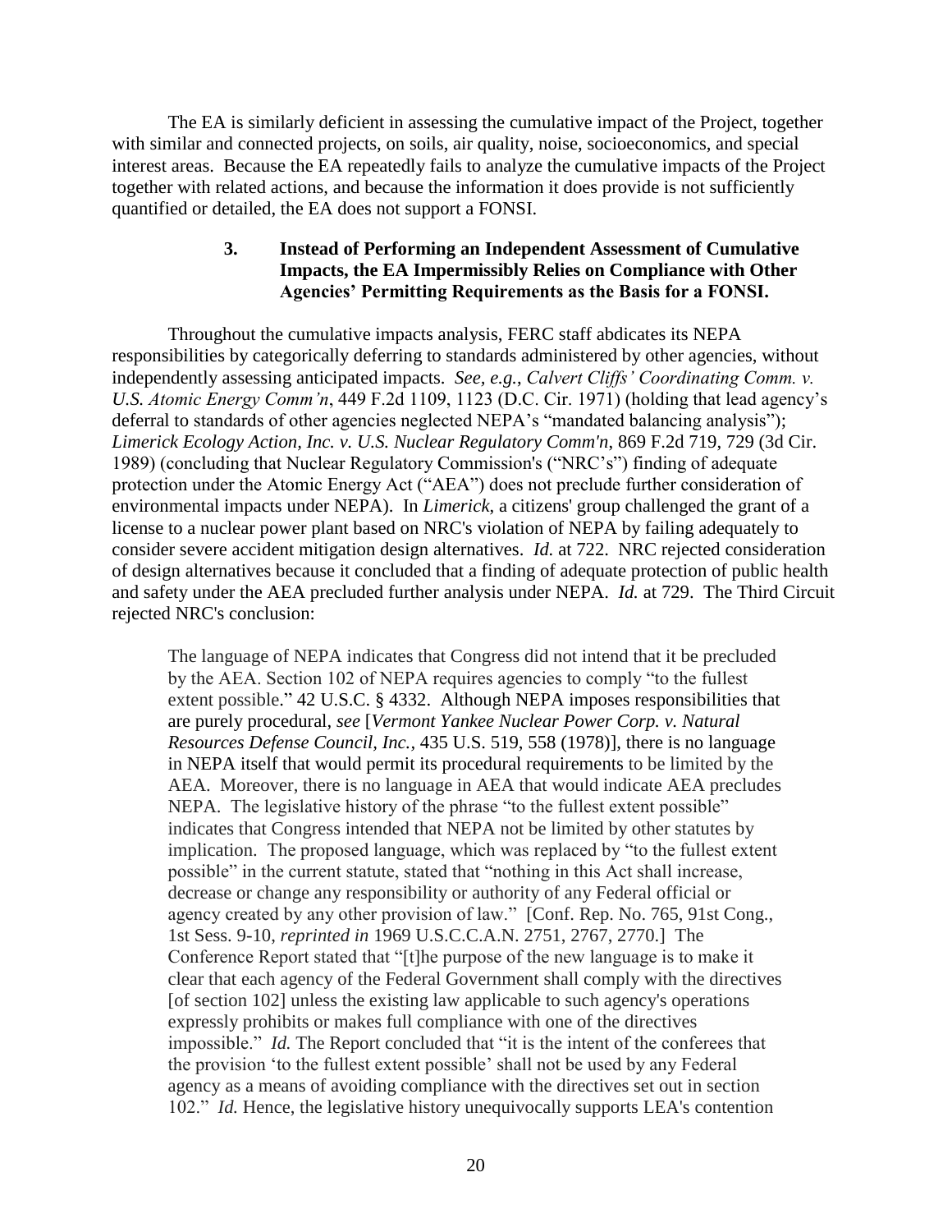The EA is similarly deficient in assessing the cumulative impact of the Project, together with similar and connected projects, on soils, air quality, noise, socioeconomics, and special interest areas. Because the EA repeatedly fails to analyze the cumulative impacts of the Project together with related actions, and because the information it does provide is not sufficiently quantified or detailed, the EA does not support a FONSI.

### 3. Instead of Performing an Independent Assessment of Cumulative Impacts, the EA Impermissibly Relies on Compliance with Other Agencies' Permitting Requirements as the Basis for a FONSI.

Throughout the cumulative impacts analysis, FERC staff abdicates its NEPA responsibilities by categorically deferring to standards administered by other agencies, without independently assessing anticipated impacts. *See, e.g.*, *Calvert Cliffs' Coordinating Comm. v. U.S. Atomic Energy Comm'n*, 449 F.2d 1109, 1123 (D.C. Cir. 1971) (holding that lead agency's deferral to standards of other agencies neglected NEPA's "mandated balancing analysis"); *Limerick Ecology Action, Inc. v. U.S. Nuclear Regulatory Comm'n*, 869 F.2d 719, 729 (3d Cir. 1989) (concluding that Nuclear Regulatory Commission's ("NRC's") finding of adequate protection under the Atomic Energy Act ("AEA") does not preclude further consideration of environmental impacts under NEPA). In *Limerick*, a citizens' group challenged the grant of a license to a nuclear power plant based on NRC's violation of NEPA by failing adequately to consider severe accident mitigation design alternatives. *Id.* at 722. NRC rejected consideration of design alternatives because it concluded that a finding of adequate protection of public health and safety under the AEA precluded further analysis under NEPA. *Id.* at 729. The Third Circuit rejected NRC's conclusion:

> The language of NEPA indicates that Congress did not intend that it be precluded by the AEA. Section 102 of NEPA requires agencies to comply "to the fullest extent possible." 42 U.S.C. § 4332. Although NEPA imposes responsibilities that are purely procedural, *see* [*Vermont Yankee Nuclear Power Corp. v. Natural Resources Defense Council, Inc.*, 435 U.S. 519, 558 (1978)], there is no language in NEPA itself that would permit its procedural requirements to be limited by the AEA. Moreover, there is no language in AEA that would indicate AEA precludes NEPA. The legislative history of the phrase "to the fullest extent possible" indicates that Congress intended that NEPA not be limited by other statutes by implication. The proposed language, which was replaced by "to the fullest extent possible" in the current statute, stated that "nothing in this Act shall increase, decrease or change any responsibility or authority of any Federal official or agency created by any other provision of law." [Conf. Rep. No. 765, 91st Cong., 1st Sess. 9-10, *reprinted in* 1969 U.S.C.C.A.N. 2751, 2767, 2770.] The Conference Report stated that "[t]he purpose of the new language is to make it clear that each agency of the Federal Government shall comply with the directives [of section 102] unless the existing law applicable to such agency's operations expressly prohibits or makes full compliance with one of the directives impossible." *Id.* The Report concluded that "it is the intent of the conferees that the provision 'to the fullest extent possible' shall not be used by any Federal agency as a means of avoiding compliance with the directives set out in section 102." *Id.* Hence, the legislative history unequivocally supports LEA's contention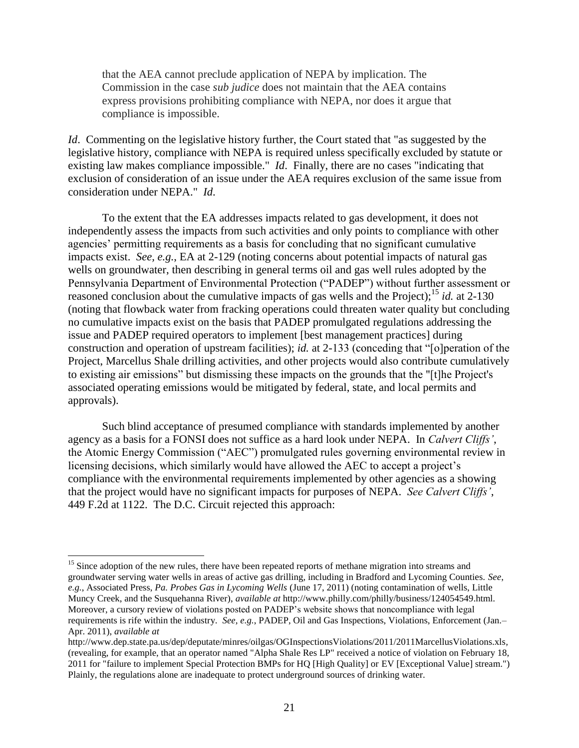> that the AEA cannot preclude application of NEPA by implication. The Commission in the case *sub judice* does not maintain that the AEA contains express provisions prohibiting compliance with NEPA, nor does it argue that compliance is impossible.

*Id*. Commenting on the legislative history further, the Court stated that "as suggested by the legislative history, compliance with NEPA is required unless specifically excluded by statute or existing law makes compliance impossible." *Id*. Finally, there are no cases "indicating that exclusion of consideration of an issue under the AEA requires exclusion of the same issue from consideration under NEPA." *Id*.

To the extent that the EA addresses impacts related to gas development, it does not independently assess the impacts from such activities and only points to compliance with other agencies' permitting requirements as a basis for concluding that no significant cumulative impacts exist. *See, e.g.*, EA at 2-129 (noting concerns about potential impacts of natural gas wells on groundwater, then describing in general terms oil and gas well rules adopted by the Pennsylvania Department of Environmental Protection ("PADEP") without further assessment or reasoned conclusion about the cumulative impacts of gas wells and the Project);[15] *id.* at 2-130 (noting that flowback water from fracking operations could threaten water quality but concluding no cumulative impacts exist on the basis that PADEP promulgated regulations addressing the issue and PADEP required operators to implement [best management practices] during construction and operation of upstream facilities); *id.* at 2-133 (conceding that "[o]peration of the Project, Marcellus Shale drilling activities, and other projects would also contribute cumulatively to existing air emissions" but dismissing these impacts on the grounds that the "[t]he Project's associated operating emissions would be mitigated by federal, state, and local permits and approvals).

Such blind acceptance of presumed compliance with standards implemented by another agency as a basis for a FONSI does not suffice as a hard look under NEPA. In *Calvert Cliffs'*, the Atomic Energy Commission ("AEC") promulgated rules governing environmental review in licensing decisions, which similarly would have allowed the AEC to accept a project's compliance with the environmental requirements implemented by other agencies as a showing that the project would have no significant impacts for purposes of NEPA. *See Calvert Cliffs'*, 449 F.2d at 1122. The D.C. Circuit rejected this approach:

---

[15] Since adoption of the new rules, there have been repeated reports of methane migration into streams and groundwater serving water wells in areas of active gas drilling, including in Bradford and Lycoming Counties. *See, e.g.*, Associated Press, *Pa. Probes Gas in Lycoming Wells* (June 17, 2011) (noting contamination of wells, Little Muncy Creek, and the Susquehanna River), *available at* http://www.philly.com/philly/business/124054549.html. Moreover, a cursory review of violations posted on PADEP's website shows that noncompliance with legal requirements is rife within the industry. *See, e.g.*, PADEP, Oil and Gas Inspections, Violations, Enforcement (Jan.–Apr. 2011), *available at* http://www.dep.state.pa.us/dep/deputate/minres/oilgas/OGInspectionsViolations/2011/2011MarcellusViolations.xls, (revealing, for example, that an operator named "Alpha Shale Res LP" received a notice of violation on February 18, 2011 for "failure to implement Special Protection BMPs for HQ [High Quality] or EV [Exceptional Value] stream.") Plainly, the regulations alone are inadequate to protect underground sources of drinking water.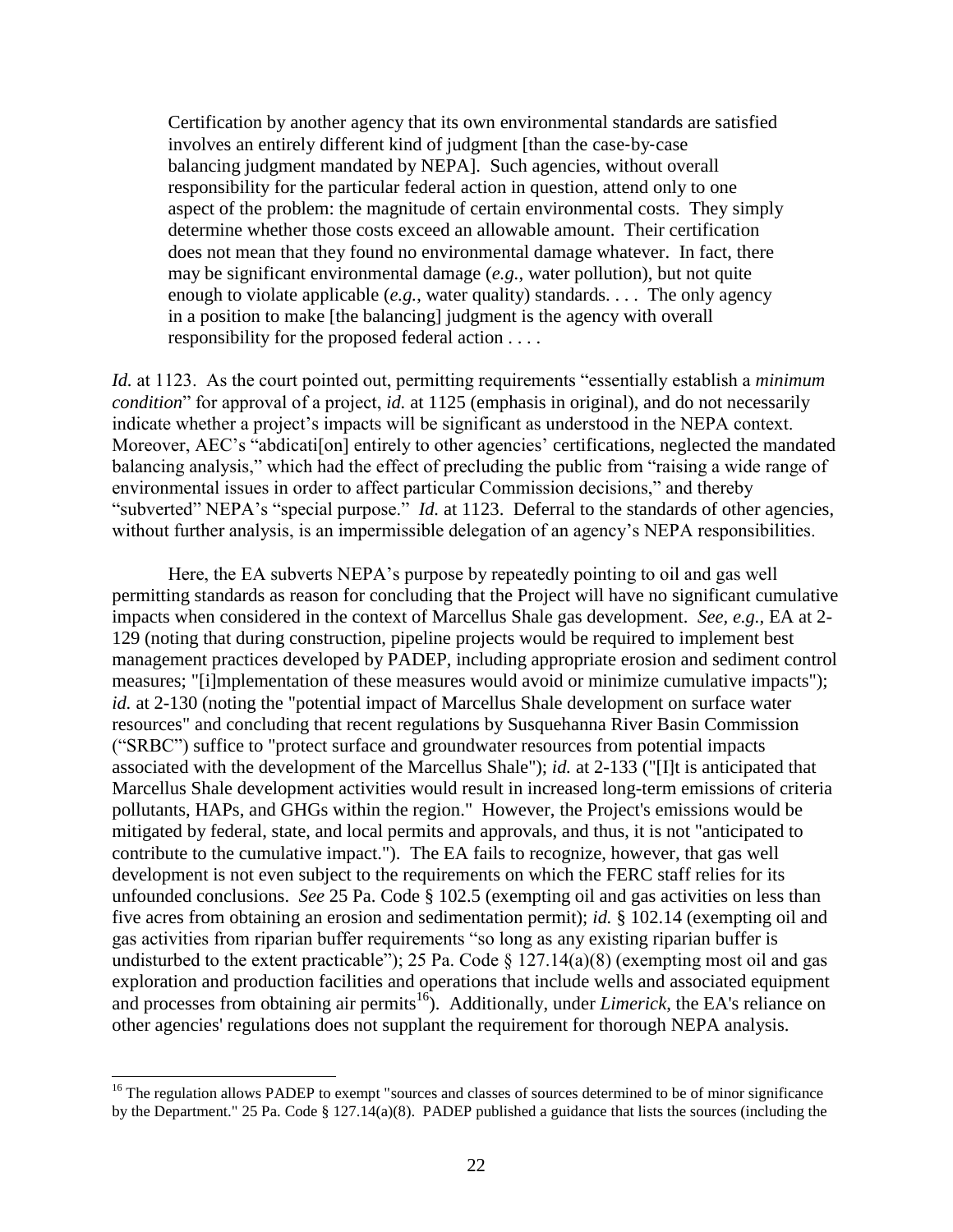> Certification by another agency that its own environmental standards are satisfied involves an entirely different kind of judgment [than the case-by-case balancing judgment mandated by NEPA]. Such agencies, without overall responsibility for the particular federal action in question, attend only to one aspect of the problem: the magnitude of certain environmental costs. They simply determine whether those costs exceed an allowable amount. Their certification does not mean that they found no environmental damage whatever. In fact, there may be significant environmental damage (*e.g.*, water pollution), but not quite enough to violate applicable (*e.g.*, water quality) standards. . . . The only agency in a position to make [the balancing] judgment is the agency with overall responsibility for the proposed federal action . . . .

*Id.* at 1123. As the court pointed out, permitting requirements "essentially establish a *minimum condition*" for approval of a project, *id.* at 1125 (emphasis in original), and do not necessarily indicate whether a project's impacts will be significant as understood in the NEPA context. Moreover, AEC's "abdicati[on] entirely to other agencies' certifications, neglected the mandated balancing analysis," which had the effect of precluding the public from "raising a wide range of environmental issues in order to affect particular Commission decisions," and thereby "subverted" NEPA's "special purpose." *Id.* at 1123. Deferral to the standards of other agencies, without further analysis, is an impermissible delegation of an agency's NEPA responsibilities.

Here, the EA subverts NEPA's purpose by repeatedly pointing to oil and gas well permitting standards as reason for concluding that the Project will have no significant cumulative impacts when considered in the context of Marcellus Shale gas development. *See, e.g.*, EA at 2-129 (noting that during construction, pipeline projects would be required to implement best management practices developed by PADEP, including appropriate erosion and sediment control measures; "[i]mplementation of these measures would avoid or minimize cumulative impacts"); *id.* at 2-130 (noting the "potential impact of Marcellus Shale development on surface water resources" and concluding that recent regulations by Susquehanna River Basin Commission ("SRBC") suffice to "protect surface and groundwater resources from potential impacts associated with the development of the Marcellus Shale"); *id.* at 2-133 ("[I]t is anticipated that Marcellus Shale development activities would result in increased long-term emissions of criteria pollutants, HAPs, and GHGs within the region." However, the Project's emissions would be mitigated by federal, state, and local permits and approvals, and thus, it is not "anticipated to contribute to the cumulative impact."). The EA fails to recognize, however, that gas well development is not even subject to the requirements on which the FERC staff relies for its unfounded conclusions. *See* 25 Pa. Code § 102.5 (exempting oil and gas activities on less than five acres from obtaining an erosion and sedimentation permit); *id.* § 102.14 (exempting oil and gas activities from riparian buffer requirements "so long as any existing riparian buffer is undisturbed to the extent practicable"); 25 Pa. Code § 127.14(a)(8) (exempting most oil and gas exploration and production facilities and operations that include wells and associated equipment and processes from obtaining air permits[16]). Additionally, under *Limerick*, the EA's reliance on other agencies' regulations does not supplant the requirement for thorough NEPA analysis.

[16] The regulation allows PADEP to exempt "sources and classes of sources determined to be of minor significance by the Department." 25 Pa. Code § 127.14(a)(8). PADEP published a guidance that lists the sources (including the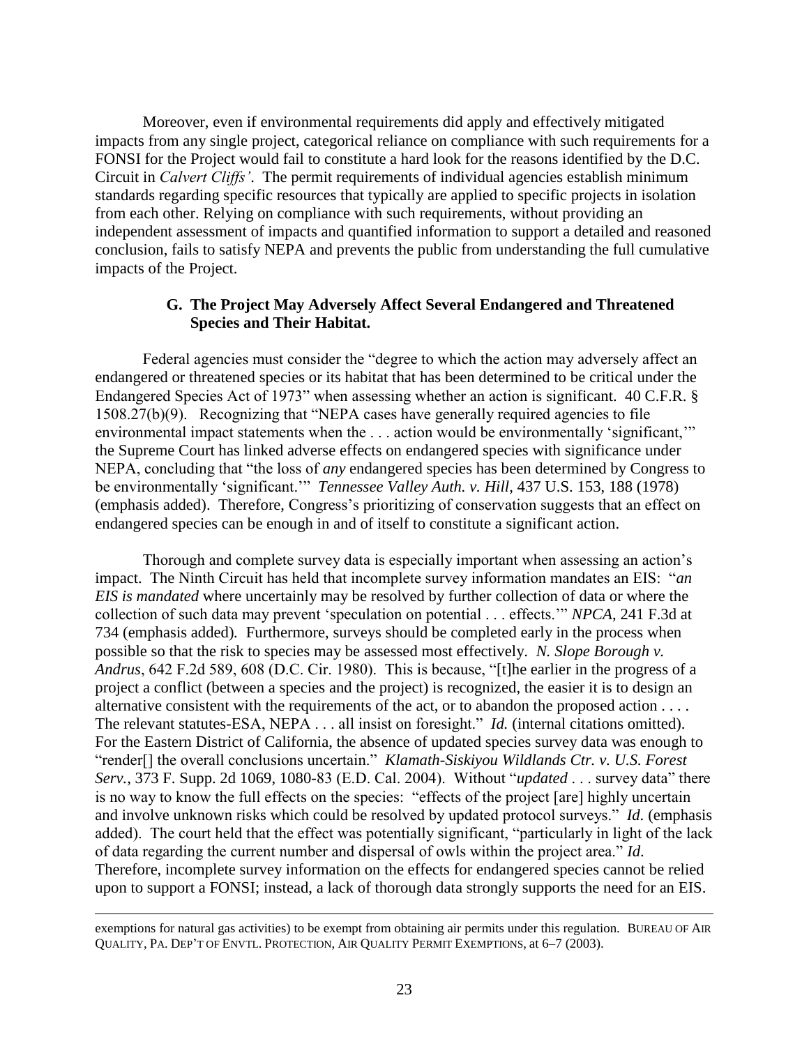Moreover, even if environmental requirements did apply and effectively mitigated impacts from any single project, categorical reliance on compliance with such requirements for a FONSI for the Project would fail to constitute a hard look for the reasons identified by the D.C. Circuit in *Calvert Cliffs'*. The permit requirements of individual agencies establish minimum standards regarding specific resources that typically are applied to specific projects in isolation from each other. Relying on compliance with such requirements, without providing an independent assessment of impacts and quantified information to support a detailed and reasoned conclusion, fails to satisfy NEPA and prevents the public from understanding the full cumulative impacts of the Project.

### G. The Project May Adversely Affect Several Endangered and Threatened Species and Their Habitat.

Federal agencies must consider the "degree to which the action may adversely affect an endangered or threatened species or its habitat that has been determined to be critical under the Endangered Species Act of 1973" when assessing whether an action is significant. 40 C.F.R. § 1508.27(b)(9). Recognizing that "NEPA cases have generally required agencies to file environmental impact statements when the . . . action would be environmentally 'significant,'" the Supreme Court has linked adverse effects on endangered species with significance under NEPA, concluding that "the loss of *any* endangered species has been determined by Congress to be environmentally 'significant.'" *Tennessee Valley Auth. v. Hill*, 437 U.S. 153, 188 (1978) (emphasis added). Therefore, Congress's prioritizing of conservation suggests that an effect on endangered species can be enough in and of itself to constitute a significant action.

Thorough and complete survey data is especially important when assessing an action's impact. The Ninth Circuit has held that incomplete survey information mandates an EIS: "*an EIS is mandated* where uncertainly may be resolved by further collection of data or where the collection of such data may prevent 'speculation on potential . . . effects.'" *NPCA*, 241 F.3d at 734 (emphasis added). Furthermore, surveys should be completed early in the process when possible so that the risk to species may be assessed most effectively. *N. Slope Borough v. Andrus*, 642 F.2d 589, 608 (D.C. Cir. 1980). This is because, "[t]he earlier in the progress of a project a conflict (between a species and the project) is recognized, the easier it is to design an alternative consistent with the requirements of the act, or to abandon the proposed action . . . . The relevant statutes-ESA, NEPA . . . all insist on foresight." *Id.* (internal citations omitted). For the Eastern District of California, the absence of updated species survey data was enough to "render[] the overall conclusions uncertain." *Klamath-Siskiyou Wildlands Ctr. v. U.S. Forest Serv.*, 373 F. Supp. 2d 1069, 1080-83 (E.D. Cal. 2004). Without "*updated* . . . survey data" there is no way to know the full effects on the species: "effects of the project [are] highly uncertain and involve unknown risks which could be resolved by updated protocol surveys." *Id*. (emphasis added). The court held that the effect was potentially significant, "particularly in light of the lack of data regarding the current number and dispersal of owls within the project area." *Id*. Therefore, incomplete survey information on the effects for endangered species cannot be relied upon to support a FONSI; instead, a lack of thorough data strongly supports the need for an EIS.

---

exemptions for natural gas activities) to be exempt from obtaining air permits under this regulation. BUREAU OF AIR QUALITY, PA. DEP'T OF ENVTL. PROTECTION, AIR QUALITY PERMIT EXEMPTIONS, at 6–7 (2003).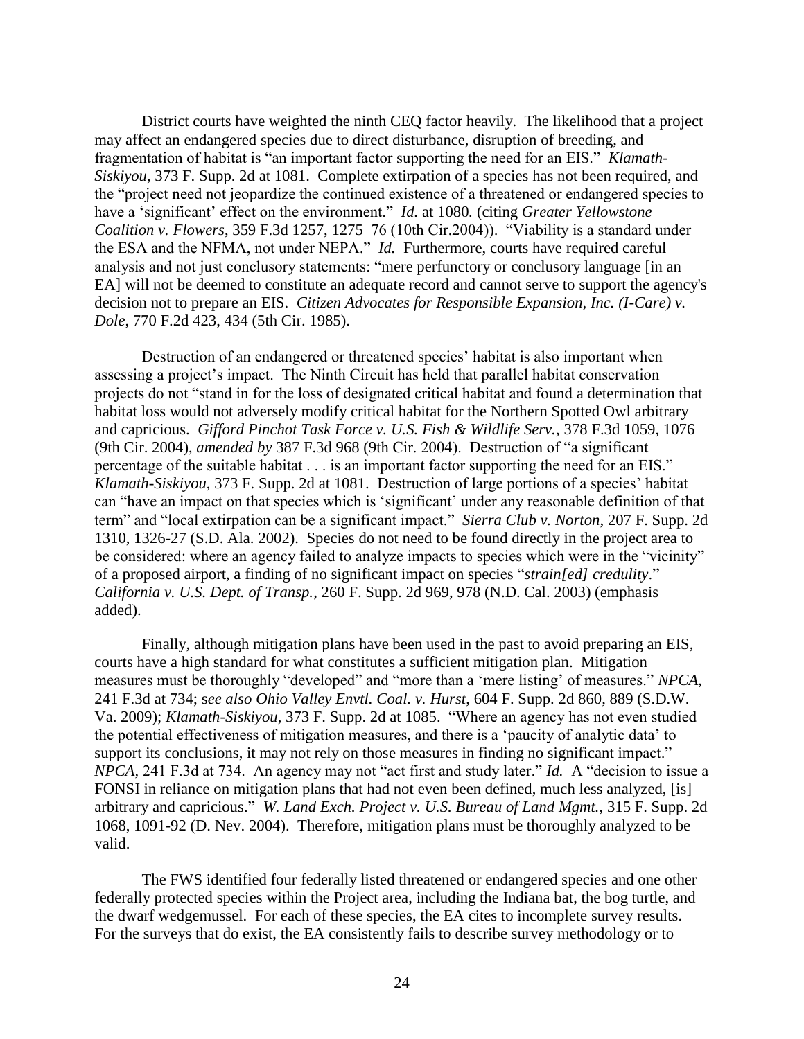District courts have weighted the ninth CEQ factor heavily. The likelihood that a project may affect an endangered species due to direct disturbance, disruption of breeding, and fragmentation of habitat is "an important factor supporting the need for an EIS." *Klamath-Siskiyou*, 373 F. Supp. 2d at 1081. Complete extirpation of a species has not been required, and the "project need not jeopardize the continued existence of a threatened or endangered species to have a 'significant' effect on the environment." *Id.* at 1080. (citing *Greater Yellowstone Coalition v. Flowers*, 359 F.3d 1257, 1275–76 (10th Cir.2004)). "Viability is a standard under the ESA and the NFMA, not under NEPA." *Id.* Furthermore, courts have required careful analysis and not just conclusory statements: "mere perfunctory or conclusory language [in an EA] will not be deemed to constitute an adequate record and cannot serve to support the agency's decision not to prepare an EIS. *Citizen Advocates for Responsible Expansion, Inc. (I-Care) v. Dole*, 770 F.2d 423, 434 (5th Cir. 1985).

Destruction of an endangered or threatened species' habitat is also important when assessing a project's impact. The Ninth Circuit has held that parallel habitat conservation projects do not "stand in for the loss of designated critical habitat and found a determination that habitat loss would not adversely modify critical habitat for the Northern Spotted Owl arbitrary and capricious. *Gifford Pinchot Task Force v. U.S. Fish & Wildlife Serv.*, 378 F.3d 1059, 1076 (9th Cir. 2004), *amended by* 387 F.3d 968 (9th Cir. 2004). Destruction of "a significant percentage of the suitable habitat . . . is an important factor supporting the need for an EIS." *Klamath-Siskiyou*, 373 F. Supp. 2d at 1081. Destruction of large portions of a species' habitat can "have an impact on that species which is 'significant' under any reasonable definition of that term" and "local extirpation can be a significant impact." *Sierra Club v. Norton*, 207 F. Supp. 2d 1310, 1326-27 (S.D. Ala. 2002). Species do not need to be found directly in the project area to be considered: where an agency failed to analyze impacts to species which were in the "vicinity" of a proposed airport, a finding of no significant impact on species "*strain[ed] credulity*." *California v. U.S. Dept. of Transp.*, 260 F. Supp. 2d 969, 978 (N.D. Cal. 2003) (emphasis added).

Finally, although mitigation plans have been used in the past to avoid preparing an EIS, courts have a high standard for what constitutes a sufficient mitigation plan. Mitigation measures must be thoroughly "developed" and "more than a 'mere listing' of measures." *NPCA*, 241 F.3d at 734; s*ee also Ohio Valley Envtl. Coal. v. Hurst*, 604 F. Supp. 2d 860, 889 (S.D.W. Va. 2009); *Klamath-Siskiyou*, 373 F. Supp. 2d at 1085. "Where an agency has not even studied the potential effectiveness of mitigation measures, and there is a 'paucity of analytic data' to support its conclusions, it may not rely on those measures in finding no significant impact." *NPCA*, 241 F.3d at 734. An agency may not "act first and study later." *Id.* A "decision to issue a FONSI in reliance on mitigation plans that had not even been defined, much less analyzed, [is] arbitrary and capricious." *W. Land Exch. Project v. U.S. Bureau of Land Mgmt.*, 315 F. Supp. 2d 1068, 1091-92 (D. Nev. 2004). Therefore, mitigation plans must be thoroughly analyzed to be valid.

The FWS identified four federally listed threatened or endangered species and one other federally protected species within the Project area, including the Indiana bat, the bog turtle, and the dwarf wedgemussel. For each of these species, the EA cites to incomplete survey results. For the surveys that do exist, the EA consistently fails to describe survey methodology or to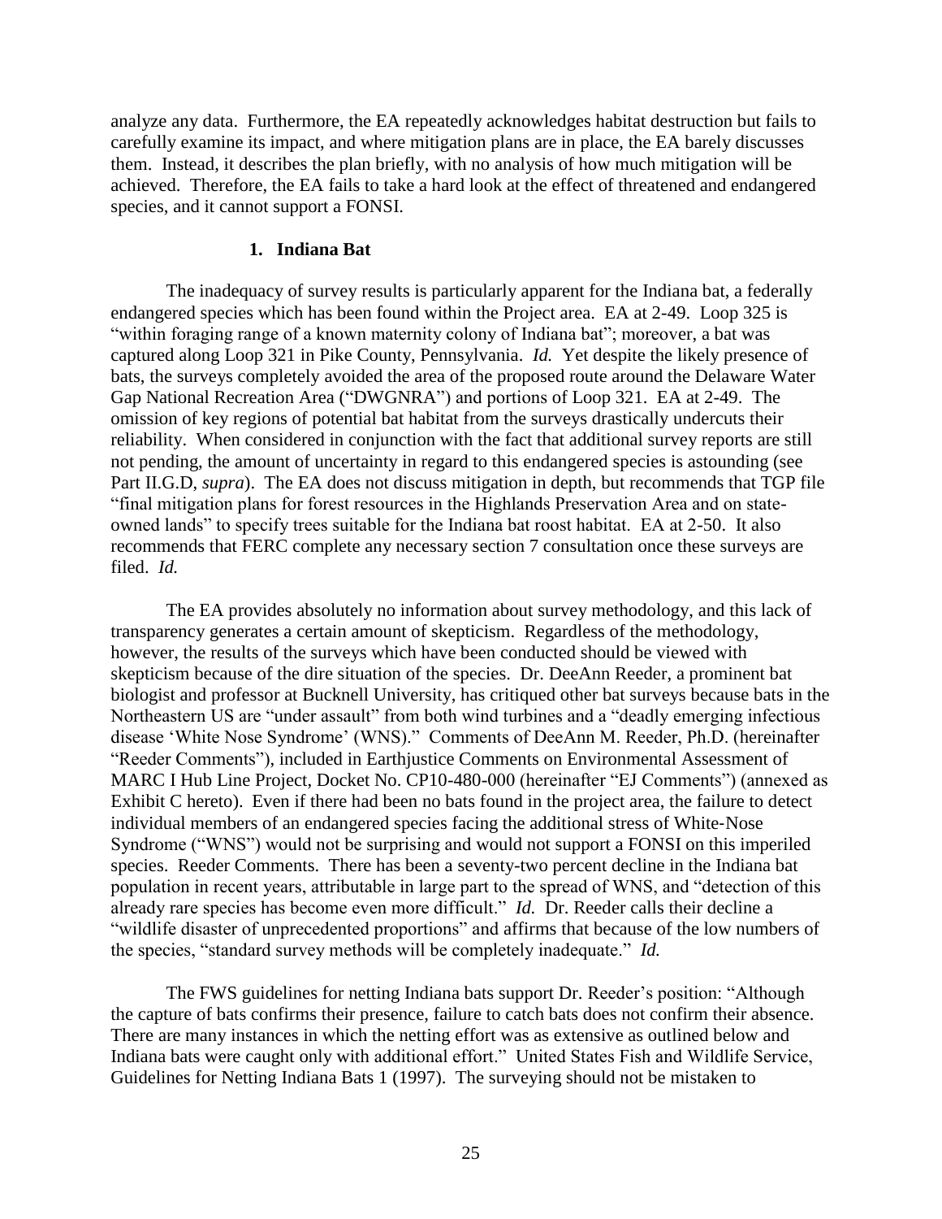analyze any data. Furthermore, the EA repeatedly acknowledges habitat destruction but fails to carefully examine its impact, and where mitigation plans are in place, the EA barely discusses them. Instead, it describes the plan briefly, with no analysis of how much mitigation will be achieved. Therefore, the EA fails to take a hard look at the effect of threatened and endangered species, and it cannot support a FONSI.

### 1. Indiana Bat

The inadequacy of survey results is particularly apparent for the Indiana bat, a federally endangered species which has been found within the Project area. EA at 2-49. Loop 325 is "within foraging range of a known maternity colony of Indiana bat"; moreover, a bat was captured along Loop 321 in Pike County, Pennsylvania. *Id.* Yet despite the likely presence of bats, the surveys completely avoided the area of the proposed route around the Delaware Water Gap National Recreation Area ("DWGNRA") and portions of Loop 321. EA at 2-49. The omission of key regions of potential bat habitat from the surveys drastically undercuts their reliability. When considered in conjunction with the fact that additional survey reports are still not pending, the amount of uncertainty in regard to this endangered species is astounding (see Part II.G.D, *supra*). The EA does not discuss mitigation in depth, but recommends that TGP file "final mitigation plans for forest resources in the Highlands Preservation Area and on state-owned lands" to specify trees suitable for the Indiana bat roost habitat. EA at 2-50. It also recommends that FERC complete any necessary section 7 consultation once these surveys are filed. *Id.*

The EA provides absolutely no information about survey methodology, and this lack of transparency generates a certain amount of skepticism. Regardless of the methodology, however, the results of the surveys which have been conducted should be viewed with skepticism because of the dire situation of the species. Dr. DeeAnn Reeder, a prominent bat biologist and professor at Bucknell University, has critiqued other bat surveys because bats in the Northeastern US are "under assault" from both wind turbines and a "deadly emerging infectious disease 'White Nose Syndrome' (WNS)." Comments of DeeAnn M. Reeder, Ph.D. (hereinafter "Reeder Comments"), included in Earthjustice Comments on Environmental Assessment of MARC I Hub Line Project, Docket No. CP10-480-000 (hereinafter "EJ Comments") (annexed as Exhibit C hereto). Even if there had been no bats found in the project area, the failure to detect individual members of an endangered species facing the additional stress of White-Nose Syndrome ("WNS") would not be surprising and would not support a FONSI on this imperiled species. Reeder Comments. There has been a seventy-two percent decline in the Indiana bat population in recent years, attributable in large part to the spread of WNS, and "detection of this already rare species has become even more difficult." *Id.* Dr. Reeder calls their decline a "wildlife disaster of unprecedented proportions" and affirms that because of the low numbers of the species, "standard survey methods will be completely inadequate." *Id.*

The FWS guidelines for netting Indiana bats support Dr. Reeder's position: "Although the capture of bats confirms their presence, failure to catch bats does not confirm their absence. There are many instances in which the netting effort was as extensive as outlined below and Indiana bats were caught only with additional effort." United States Fish and Wildlife Service, Guidelines for Netting Indiana Bats 1 (1997). The surveying should not be mistaken to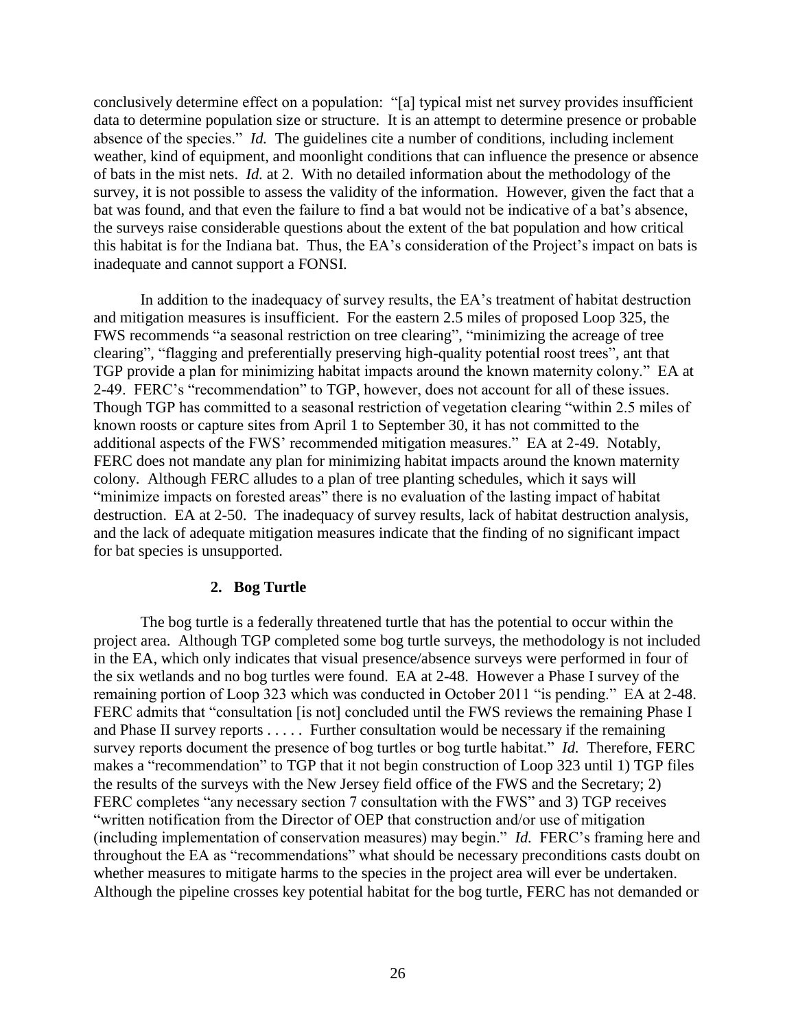conclusively determine effect on a population: "[a] typical mist net survey provides insufficient data to determine population size or structure. It is an attempt to determine presence or probable absence of the species." *Id.* The guidelines cite a number of conditions, including inclement weather, kind of equipment, and moonlight conditions that can influence the presence or absence of bats in the mist nets. *Id.* at 2. With no detailed information about the methodology of the survey, it is not possible to assess the validity of the information. However, given the fact that a bat was found, and that even the failure to find a bat would not be indicative of a bat's absence, the surveys raise considerable questions about the extent of the bat population and how critical this habitat is for the Indiana bat. Thus, the EA's consideration of the Project's impact on bats is inadequate and cannot support a FONSI.

In addition to the inadequacy of survey results, the EA's treatment of habitat destruction and mitigation measures is insufficient. For the eastern 2.5 miles of proposed Loop 325, the FWS recommends "a seasonal restriction on tree clearing", "minimizing the acreage of tree clearing", "flagging and preferentially preserving high-quality potential roost trees", ant that TGP provide a plan for minimizing habitat impacts around the known maternity colony." EA at 2-49. FERC's "recommendation" to TGP, however, does not account for all of these issues. Though TGP has committed to a seasonal restriction of vegetation clearing "within 2.5 miles of known roosts or capture sites from April 1 to September 30, it has not committed to the additional aspects of the FWS' recommended mitigation measures." EA at 2-49. Notably, FERC does not mandate any plan for minimizing habitat impacts around the known maternity colony. Although FERC alludes to a plan of tree planting schedules, which it says will "minimize impacts on forested areas" there is no evaluation of the lasting impact of habitat destruction. EA at 2-50. The inadequacy of survey results, lack of habitat destruction analysis, and the lack of adequate mitigation measures indicate that the finding of no significant impact for bat species is unsupported.

### 2. Bog Turtle

The bog turtle is a federally threatened turtle that has the potential to occur within the project area. Although TGP completed some bog turtle surveys, the methodology is not included in the EA, which only indicates that visual presence/absence surveys were performed in four of the six wetlands and no bog turtles were found. EA at 2-48. However a Phase I survey of the remaining portion of Loop 323 which was conducted in October 2011 "is pending." EA at 2-48. FERC admits that "consultation [is not] concluded until the FWS reviews the remaining Phase I and Phase II survey reports . . . . . Further consultation would be necessary if the remaining survey reports document the presence of bog turtles or bog turtle habitat." *Id.* Therefore, FERC makes a "recommendation" to TGP that it not begin construction of Loop 323 until 1) TGP files the results of the surveys with the New Jersey field office of the FWS and the Secretary; 2) FERC completes "any necessary section 7 consultation with the FWS" and 3) TGP receives "written notification from the Director of OEP that construction and/or use of mitigation (including implementation of conservation measures) may begin." *Id.* FERC's framing here and throughout the EA as "recommendations" what should be necessary preconditions casts doubt on whether measures to mitigate harms to the species in the project area will ever be undertaken. Although the pipeline crosses key potential habitat for the bog turtle, FERC has not demanded or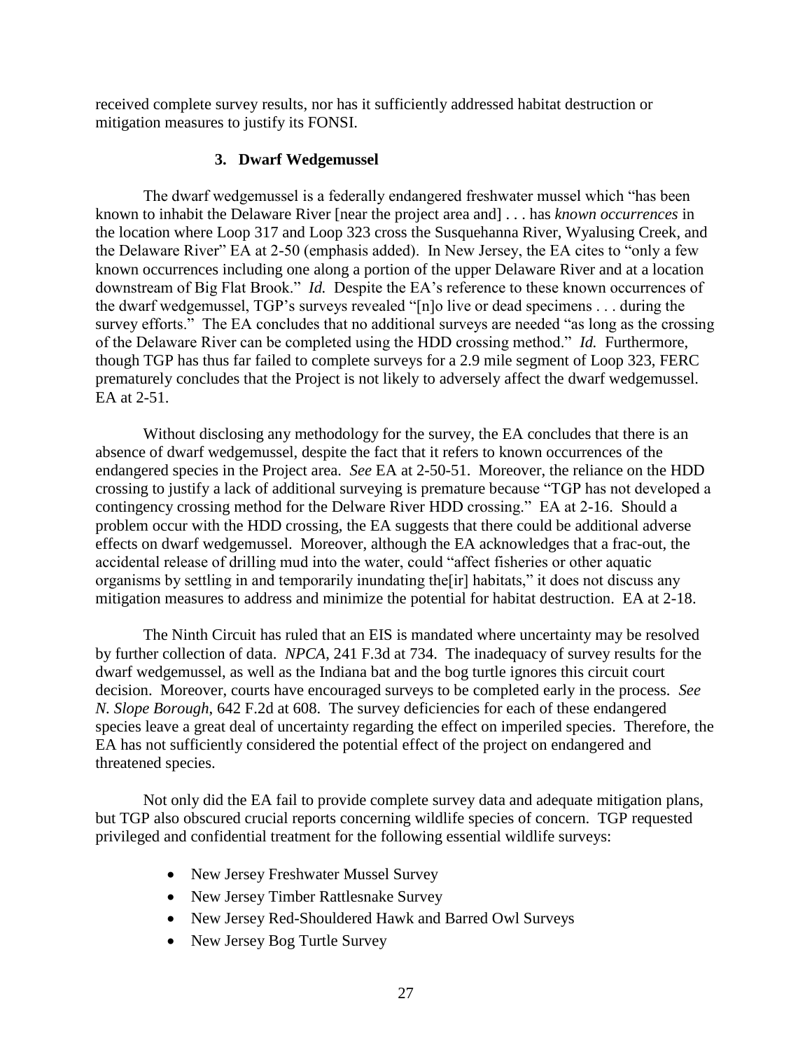received complete survey results, nor has it sufficiently addressed habitat destruction or mitigation measures to justify its FONSI.

### 3. Dwarf Wedgemussel

The dwarf wedgemussel is a federally endangered freshwater mussel which "has been known to inhabit the Delaware River [near the project area and] . . . has *known occurrences* in the location where Loop 317 and Loop 323 cross the Susquehanna River, Wyalusing Creek, and the Delaware River" EA at 2-50 (emphasis added). In New Jersey, the EA cites to "only a few known occurrences including one along a portion of the upper Delaware River and at a location downstream of Big Flat Brook." *Id.* Despite the EA's reference to these known occurrences of the dwarf wedgemussel, TGP's surveys revealed "[n]o live or dead specimens . . . during the survey efforts." The EA concludes that no additional surveys are needed "as long as the crossing of the Delaware River can be completed using the HDD crossing method." *Id.* Furthermore, though TGP has thus far failed to complete surveys for a 2.9 mile segment of Loop 323, FERC prematurely concludes that the Project is not likely to adversely affect the dwarf wedgemussel. EA at 2-51.

Without disclosing any methodology for the survey, the EA concludes that there is an absence of dwarf wedgemussel, despite the fact that it refers to known occurrences of the endangered species in the Project area. *See* EA at 2-50-51. Moreover, the reliance on the HDD crossing to justify a lack of additional surveying is premature because "TGP has not developed a contingency crossing method for the Delware River HDD crossing." EA at 2-16. Should a problem occur with the HDD crossing, the EA suggests that there could be additional adverse effects on dwarf wedgemussel. Moreover, although the EA acknowledges that a frac-out, the accidental release of drilling mud into the water, could "affect fisheries or other aquatic organisms by settling in and temporarily inundating the[ir] habitats," it does not discuss any mitigation measures to address and minimize the potential for habitat destruction. EA at 2-18.

The Ninth Circuit has ruled that an EIS is mandated where uncertainty may be resolved by further collection of data. *NPCA*, 241 F.3d at 734. The inadequacy of survey results for the dwarf wedgemussel, as well as the Indiana bat and the bog turtle ignores this circuit court decision. Moreover, courts have encouraged surveys to be completed early in the process. *See N. Slope Borough*, 642 F.2d at 608. The survey deficiencies for each of these endangered species leave a great deal of uncertainty regarding the effect on imperiled species. Therefore, the EA has not sufficiently considered the potential effect of the project on endangered and threatened species.

Not only did the EA fail to provide complete survey data and adequate mitigation plans, but TGP also obscured crucial reports concerning wildlife species of concern. TGP requested privileged and confidential treatment for the following essential wildlife surveys:

- New Jersey Freshwater Mussel Survey
- New Jersey Timber Rattlesnake Survey
- New Jersey Red-Shouldered Hawk and Barred Owl Surveys
- New Jersey Bog Turtle Survey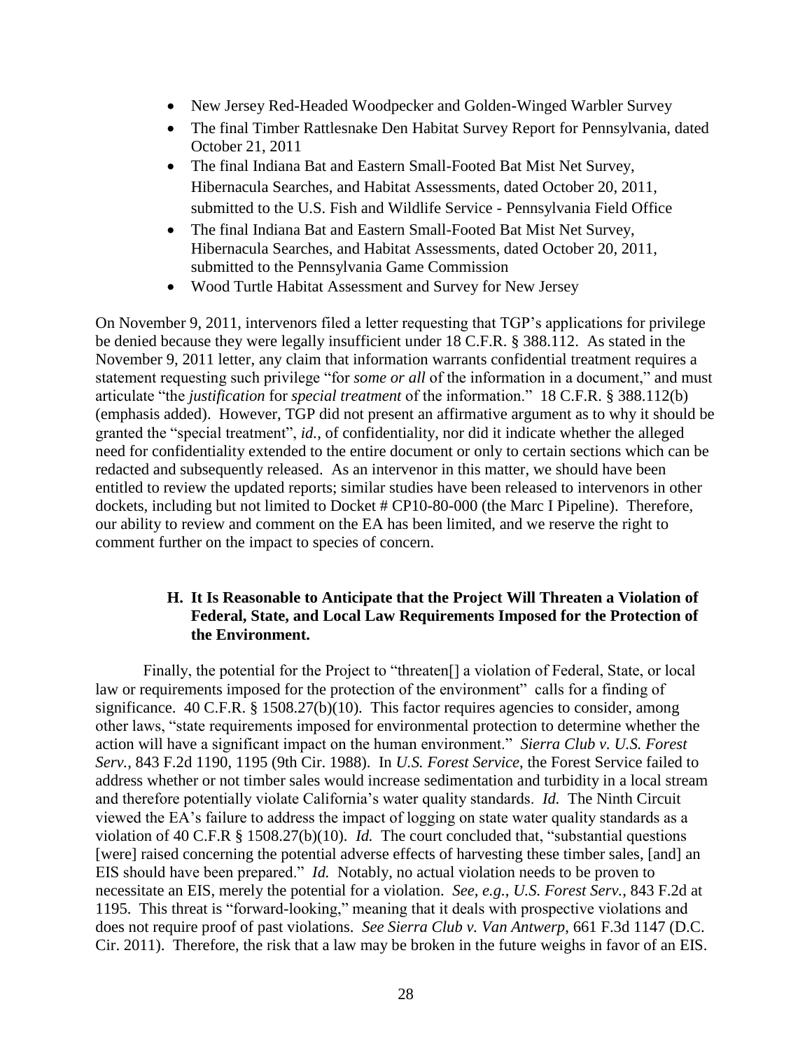- New Jersey Red-Headed Woodpecker and Golden-Winged Warbler Survey
- The final Timber Rattlesnake Den Habitat Survey Report for Pennsylvania, dated October 21, 2011
- The final Indiana Bat and Eastern Small-Footed Bat Mist Net Survey, Hibernacula Searches, and Habitat Assessments, dated October 20, 2011, submitted to the U.S. Fish and Wildlife Service - Pennsylvania Field Office
- The final Indiana Bat and Eastern Small-Footed Bat Mist Net Survey, Hibernacula Searches, and Habitat Assessments, dated October 20, 2011, submitted to the Pennsylvania Game Commission
- Wood Turtle Habitat Assessment and Survey for New Jersey

On November 9, 2011, intervenors filed a letter requesting that TGP's applications for privilege be denied because they were legally insufficient under 18 C.F.R. § 388.112. As stated in the November 9, 2011 letter, any claim that information warrants confidential treatment requires a statement requesting such privilege "for *some or all* of the information in a document," and must articulate "the *justification* for *special treatment* of the information." 18 C.F.R. § 388.112(b) (emphasis added). However, TGP did not present an affirmative argument as to why it should be granted the "special treatment", *id.*, of confidentiality, nor did it indicate whether the alleged need for confidentiality extended to the entire document or only to certain sections which can be redacted and subsequently released. As an intervenor in this matter, we should have been entitled to review the updated reports; similar studies have been released to intervenors in other dockets, including but not limited to Docket # CP10-80-000 (the Marc I Pipeline). Therefore, our ability to review and comment on the EA has been limited, and we reserve the right to comment further on the impact to species of concern.

### H. It Is Reasonable to Anticipate that the Project Will Threaten a Violation of Federal, State, and Local Law Requirements Imposed for the Protection of the Environment.

Finally, the potential for the Project to "threaten[] a violation of Federal, State, or local law or requirements imposed for the protection of the environment" calls for a finding of significance. 40 C.F.R. § 1508.27(b)(10). This factor requires agencies to consider, among other laws, "state requirements imposed for environmental protection to determine whether the action will have a significant impact on the human environment." *Sierra Club v. U.S. Forest Serv.*, 843 F.2d 1190, 1195 (9th Cir. 1988). In *U.S. Forest Service*, the Forest Service failed to address whether or not timber sales would increase sedimentation and turbidity in a local stream and therefore potentially violate California's water quality standards. *Id.* The Ninth Circuit viewed the EA's failure to address the impact of logging on state water quality standards as a violation of 40 C.F.R § 1508.27(b)(10). *Id.* The court concluded that, "substantial questions [were] raised concerning the potential adverse effects of harvesting these timber sales, [and] an EIS should have been prepared." *Id.* Notably, no actual violation needs to be proven to necessitate an EIS, merely the potential for a violation. *See, e.g.*, *U.S. Forest Serv.*, 843 F.2d at 1195. This threat is "forward-looking," meaning that it deals with prospective violations and does not require proof of past violations. *See Sierra Club v. Van Antwerp*, 661 F.3d 1147 (D.C. Cir. 2011). Therefore, the risk that a law may be broken in the future weighs in favor of an EIS.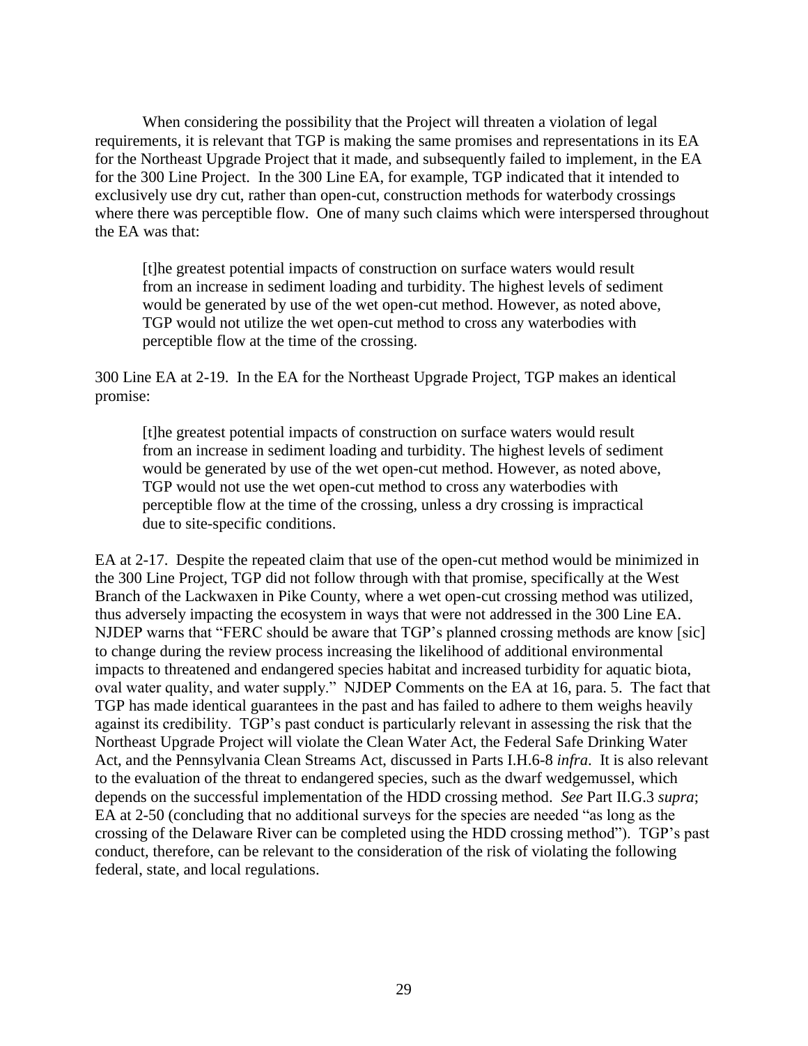When considering the possibility that the Project will threaten a violation of legal requirements, it is relevant that TGP is making the same promises and representations in its EA for the Northeast Upgrade Project that it made, and subsequently failed to implement, in the EA for the 300 Line Project. In the 300 Line EA, for example, TGP indicated that it intended to exclusively use dry cut, rather than open-cut, construction methods for waterbody crossings where there was perceptible flow. One of many such claims which were interspersed throughout the EA was that:

> [t]he greatest potential impacts of construction on surface waters would result from an increase in sediment loading and turbidity. The highest levels of sediment would be generated by use of the wet open-cut method. However, as noted above, TGP would not utilize the wet open-cut method to cross any waterbodies with perceptible flow at the time of the crossing.

300 Line EA at 2-19. In the EA for the Northeast Upgrade Project, TGP makes an identical promise:

> [t]he greatest potential impacts of construction on surface waters would result from an increase in sediment loading and turbidity. The highest levels of sediment would be generated by use of the wet open-cut method. However, as noted above, TGP would not use the wet open-cut method to cross any waterbodies with perceptible flow at the time of the crossing, unless a dry crossing is impractical due to site-specific conditions.

EA at 2-17. Despite the repeated claim that use of the open-cut method would be minimized in the 300 Line Project, TGP did not follow through with that promise, specifically at the West Branch of the Lackwaxen in Pike County, where a wet open-cut crossing method was utilized, thus adversely impacting the ecosystem in ways that were not addressed in the 300 Line EA. NJDEP warns that "FERC should be aware that TGP's planned crossing methods are know [sic] to change during the review process increasing the likelihood of additional environmental impacts to threatened and endangered species habitat and increased turbidity for aquatic biota, oval water quality, and water supply." NJDEP Comments on the EA at 16, para. 5. The fact that TGP has made identical guarantees in the past and has failed to adhere to them weighs heavily against its credibility. TGP's past conduct is particularly relevant in assessing the risk that the Northeast Upgrade Project will violate the Clean Water Act, the Federal Safe Drinking Water Act, and the Pennsylvania Clean Streams Act, discussed in Parts I.H.6-8 *infra*. It is also relevant to the evaluation of the threat to endangered species, such as the dwarf wedgemussel, which depends on the successful implementation of the HDD crossing method. *See* Part II.G.3 *supra*; EA at 2-50 (concluding that no additional surveys for the species are needed "as long as the crossing of the Delaware River can be completed using the HDD crossing method"). TGP's past conduct, therefore, can be relevant to the consideration of the risk of violating the following federal, state, and local regulations.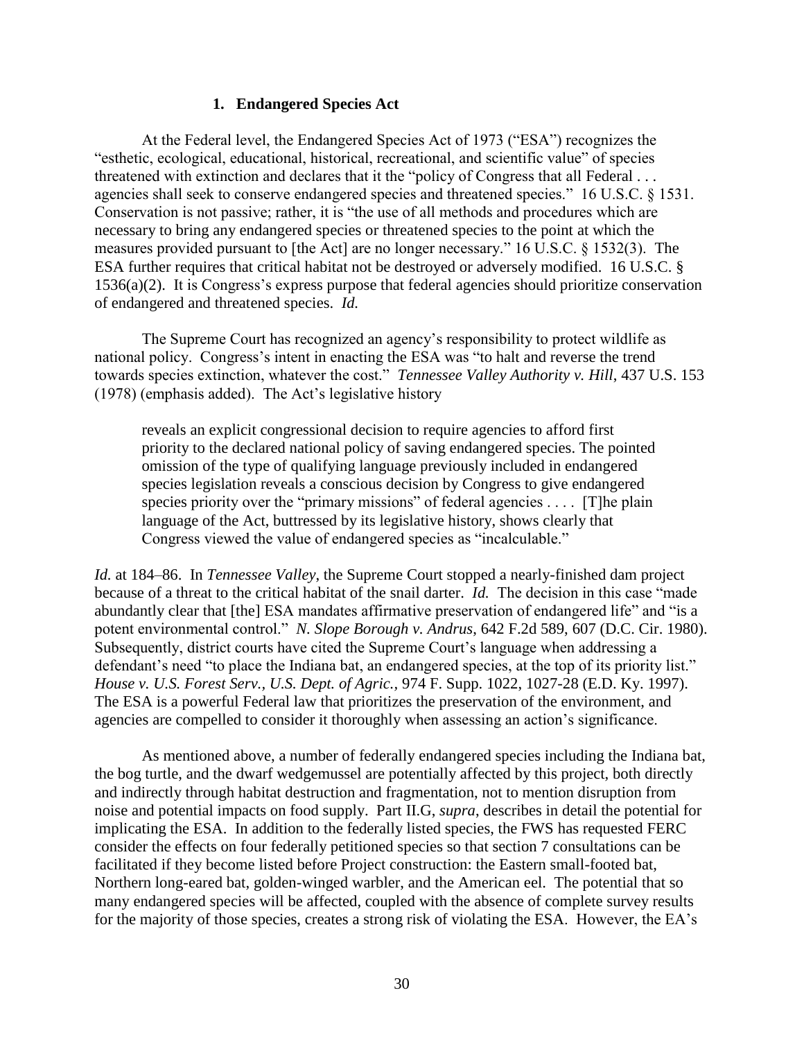### 1. Endangered Species Act

At the Federal level, the Endangered Species Act of 1973 ("ESA") recognizes the "esthetic, ecological, educational, historical, recreational, and scientific value" of species threatened with extinction and declares that it the "policy of Congress that all Federal . . . agencies shall seek to conserve endangered species and threatened species." 16 U.S.C. § 1531. Conservation is not passive; rather, it is "the use of all methods and procedures which are necessary to bring any endangered species or threatened species to the point at which the measures provided pursuant to [the Act] are no longer necessary." 16 U.S.C. § 1532(3). The ESA further requires that critical habitat not be destroyed or adversely modified. 16 U.S.C. § 1536(a)(2). It is Congress's express purpose that federal agencies should prioritize conservation of endangered and threatened species. *Id.*

The Supreme Court has recognized an agency's responsibility to protect wildlife as national policy. Congress's intent in enacting the ESA was "to halt and reverse the trend towards species extinction, whatever the cost." *Tennessee Valley Authority v. Hill*, 437 U.S. 153 (1978) (emphasis added). The Act's legislative history

> reveals an explicit congressional decision to require agencies to afford first priority to the declared national policy of saving endangered species. The pointed omission of the type of qualifying language previously included in endangered species legislation reveals a conscious decision by Congress to give endangered species priority over the "primary missions" of federal agencies . . . . [T]he plain language of the Act, buttressed by its legislative history, shows clearly that Congress viewed the value of endangered species as "incalculable."

*Id.* at 184–86. In *Tennessee Valley*, the Supreme Court stopped a nearly-finished dam project because of a threat to the critical habitat of the snail darter. *Id.* The decision in this case "made abundantly clear that [the] ESA mandates affirmative preservation of endangered life" and "is a potent environmental control." *N. Slope Borough v. Andrus*, 642 F.2d 589, 607 (D.C. Cir. 1980). Subsequently, district courts have cited the Supreme Court's language when addressing a defendant's need "to place the Indiana bat, an endangered species, at the top of its priority list." *House v. U.S. Forest Serv., U.S. Dept. of Agric.*, 974 F. Supp. 1022, 1027-28 (E.D. Ky. 1997). The ESA is a powerful Federal law that prioritizes the preservation of the environment, and agencies are compelled to consider it thoroughly when assessing an action's significance.

As mentioned above, a number of federally endangered species including the Indiana bat, the bog turtle, and the dwarf wedgemussel are potentially affected by this project, both directly and indirectly through habitat destruction and fragmentation, not to mention disruption from noise and potential impacts on food supply. Part II.G, *supra*, describes in detail the potential for implicating the ESA. In addition to the federally listed species, the FWS has requested FERC consider the effects on four federally petitioned species so that section 7 consultations can be facilitated if they become listed before Project construction: the Eastern small-footed bat, Northern long-eared bat, golden-winged warbler, and the American eel. The potential that so many endangered species will be affected, coupled with the absence of complete survey results for the majority of those species, creates a strong risk of violating the ESA. However, the EA's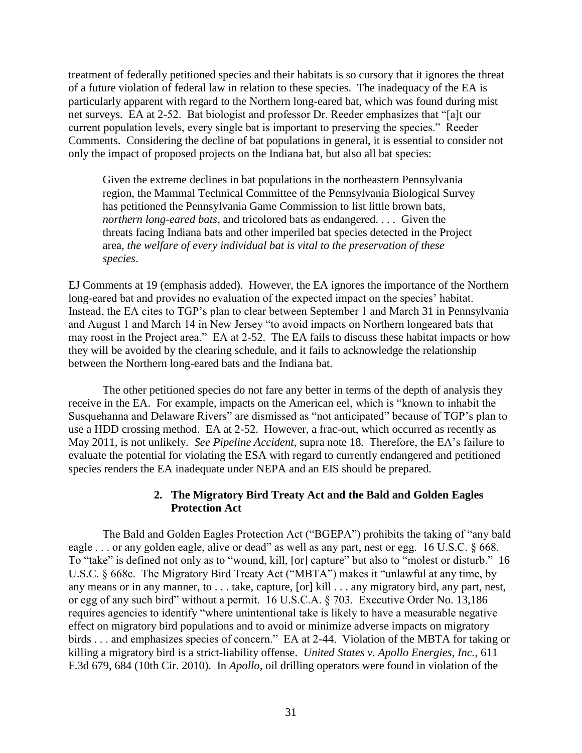treatment of federally petitioned species and their habitats is so cursory that it ignores the threat of a future violation of federal law in relation to these species. The inadequacy of the EA is particularly apparent with regard to the Northern long-eared bat, which was found during mist net surveys. EA at 2-52. Bat biologist and professor Dr. Reeder emphasizes that "[a]t our current population levels, every single bat is important to preserving the species." Reeder Comments. Considering the decline of bat populations in general, it is essential to consider not only the impact of proposed projects on the Indiana bat, but also all bat species:

> Given the extreme declines in bat populations in the northeastern Pennsylvania region, the Mammal Technical Committee of the Pennsylvania Biological Survey has petitioned the Pennsylvania Game Commission to list little brown bats, *northern long-eared bats*, and tricolored bats as endangered. . . . Given the threats facing Indiana bats and other imperiled bat species detected in the Project area, *the welfare of every individual bat is vital to the preservation of these species*.

EJ Comments at 19 (emphasis added). However, the EA ignores the importance of the Northern long-eared bat and provides no evaluation of the expected impact on the species' habitat. Instead, the EA cites to TGP's plan to clear between September 1 and March 31 in Pennsylvania and August 1 and March 14 in New Jersey "to avoid impacts on Northern longeared bats that may roost in the Project area." EA at 2-52. The EA fails to discuss these habitat impacts or how they will be avoided by the clearing schedule, and it fails to acknowledge the relationship between the Northern long-eared bats and the Indiana bat.

The other petitioned species do not fare any better in terms of the depth of analysis they receive in the EA. For example, impacts on the American eel, which is "known to inhabit the Susquehanna and Delaware Rivers" are dismissed as "not anticipated" because of TGP's plan to use a HDD crossing method. EA at 2-52. However, a frac-out, which occurred as recently as May 2011, is not unlikely. *See Pipeline Accident*, supra note 18. Therefore, the EA's failure to evaluate the potential for violating the ESA with regard to currently endangered and petitioned species renders the EA inadequate under NEPA and an EIS should be prepared.

### 2. The Migratory Bird Treaty Act and the Bald and Golden Eagles Protection Act

The Bald and Golden Eagles Protection Act ("BGEPA") prohibits the taking of "any bald eagle . . . or any golden eagle, alive or dead" as well as any part, nest or egg. 16 U.S.C. § 668. To "take" is defined not only as to "wound, kill, [or] capture" but also to "molest or disturb." 16 U.S.C. § 668c. The Migratory Bird Treaty Act ("MBTA") makes it "unlawful at any time, by any means or in any manner, to . . . take, capture, [or] kill . . . any migratory bird, any part, nest, or egg of any such bird" without a permit. 16 U.S.C.A. § 703. Executive Order No. 13,186 requires agencies to identify "where unintentional take is likely to have a measurable negative effect on migratory bird populations and to avoid or minimize adverse impacts on migratory birds . . . and emphasizes species of concern." EA at 2-44. Violation of the MBTA for taking or killing a migratory bird is a strict-liability offense. *United States v. Apollo Energies, Inc.*, 611 F.3d 679, 684 (10th Cir. 2010). In *Apollo*, oil drilling operators were found in violation of the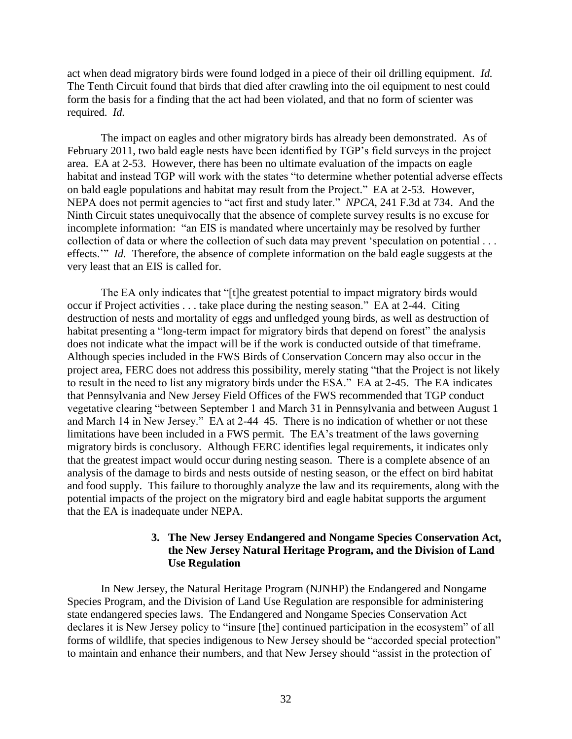act when dead migratory birds were found lodged in a piece of their oil drilling equipment. *Id.* The Tenth Circuit found that birds that died after crawling into the oil equipment to nest could form the basis for a finding that the act had been violated, and that no form of scienter was required. *Id.*

The impact on eagles and other migratory birds has already been demonstrated. As of February 2011, two bald eagle nests have been identified by TGP's field surveys in the project area. EA at 2-53. However, there has been no ultimate evaluation of the impacts on eagle habitat and instead TGP will work with the states "to determine whether potential adverse effects on bald eagle populations and habitat may result from the Project." EA at 2-53. However, NEPA does not permit agencies to "act first and study later." *NPCA*, 241 F.3d at 734. And the Ninth Circuit states unequivocally that the absence of complete survey results is no excuse for incomplete information: "an EIS is mandated where uncertainly may be resolved by further collection of data or where the collection of such data may prevent 'speculation on potential . . . effects.'" *Id.* Therefore, the absence of complete information on the bald eagle suggests at the very least that an EIS is called for.

The EA only indicates that "[t]he greatest potential to impact migratory birds would occur if Project activities . . . take place during the nesting season." EA at 2-44. Citing destruction of nests and mortality of eggs and unfledged young birds, as well as destruction of habitat presenting a "long-term impact for migratory birds that depend on forest" the analysis does not indicate what the impact will be if the work is conducted outside of that timeframe. Although species included in the FWS Birds of Conservation Concern may also occur in the project area, FERC does not address this possibility, merely stating "that the Project is not likely to result in the need to list any migratory birds under the ESA." EA at 2-45. The EA indicates that Pennsylvania and New Jersey Field Offices of the FWS recommended that TGP conduct vegetative clearing "between September 1 and March 31 in Pennsylvania and between August 1 and March 14 in New Jersey." EA at 2-44–45. There is no indication of whether or not these limitations have been included in a FWS permit. The EA's treatment of the laws governing migratory birds is conclusory. Although FERC identifies legal requirements, it indicates only that the greatest impact would occur during nesting season. There is a complete absence of an analysis of the damage to birds and nests outside of nesting season, or the effect on bird habitat and food supply. This failure to thoroughly analyze the law and its requirements, along with the potential impacts of the project on the migratory bird and eagle habitat supports the argument that the EA is inadequate under NEPA.

### 3. The New Jersey Endangered and Nongame Species Conservation Act, the New Jersey Natural Heritage Program, and the Division of Land Use Regulation

In New Jersey, the Natural Heritage Program (NJNHP) the Endangered and Nongame Species Program, and the Division of Land Use Regulation are responsible for administering state endangered species laws. The Endangered and Nongame Species Conservation Act declares it is New Jersey policy to "insure [the] continued participation in the ecosystem" of all forms of wildlife, that species indigenous to New Jersey should be "accorded special protection" to maintain and enhance their numbers, and that New Jersey should "assist in the protection of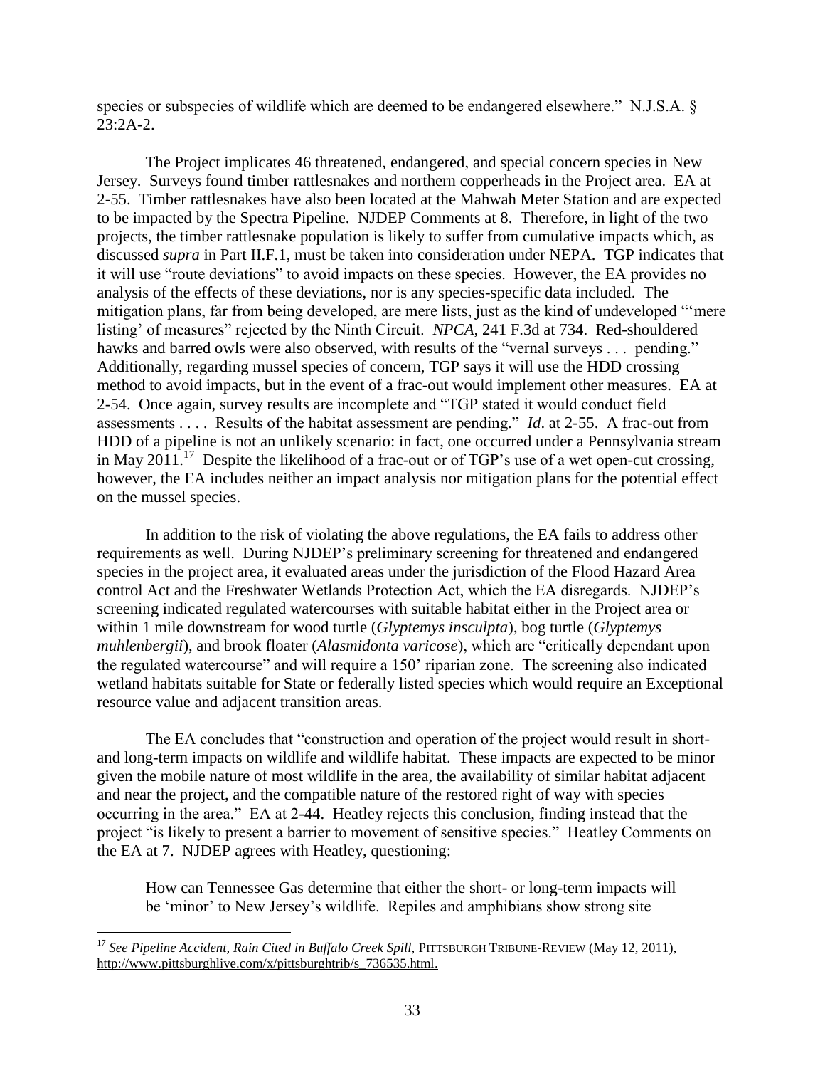species or subspecies of wildlife which are deemed to be endangered elsewhere." N.J.S.A. § 23:2A-2.

The Project implicates 46 threatened, endangered, and special concern species in New Jersey. Surveys found timber rattlesnakes and northern copperheads in the Project area. EA at 2-55. Timber rattlesnakes have also been located at the Mahwah Meter Station and are expected to be impacted by the Spectra Pipeline. NJDEP Comments at 8. Therefore, in light of the two projects, the timber rattlesnake population is likely to suffer from cumulative impacts which, as discussed *supra* in Part II.F.1, must be taken into consideration under NEPA. TGP indicates that it will use "route deviations" to avoid impacts on these species. However, the EA provides no analysis of the effects of these deviations, nor is any species-specific data included. The mitigation plans, far from being developed, are mere lists, just as the kind of undeveloped "'mere listing' of measures" rejected by the Ninth Circuit. *NPCA*, 241 F.3d at 734. Red-shouldered hawks and barred owls were also observed, with results of the "vernal surveys . . . pending." Additionally, regarding mussel species of concern, TGP says it will use the HDD crossing method to avoid impacts, but in the event of a frac-out would implement other measures. EA at 2-54. Once again, survey results are incomplete and "TGP stated it would conduct field assessments . . . . Results of the habitat assessment are pending." *Id*. at 2-55. A frac-out from HDD of a pipeline is not an unlikely scenario: in fact, one occurred under a Pennsylvania stream in May 2011.[17] Despite the likelihood of a frac-out or of TGP's use of a wet open-cut crossing, however, the EA includes neither an impact analysis nor mitigation plans for the potential effect on the mussel species.

In addition to the risk of violating the above regulations, the EA fails to address other requirements as well. During NJDEP's preliminary screening for threatened and endangered species in the project area, it evaluated areas under the jurisdiction of the Flood Hazard Area control Act and the Freshwater Wetlands Protection Act, which the EA disregards. NJDEP's screening indicated regulated watercourses with suitable habitat either in the Project area or within 1 mile downstream for wood turtle (*Glyptemys insculpta*), bog turtle (*Glyptemys muhlenbergii*), and brook floater (*Alasmidonta varicose*), which are "critically dependant upon the regulated watercourse" and will require a 150' riparian zone. The screening also indicated wetland habitats suitable for State or federally listed species which would require an Exceptional resource value and adjacent transition areas.

The EA concludes that "construction and operation of the project would result in short- and long-term impacts on wildlife and wildlife habitat. These impacts are expected to be minor given the mobile nature of most wildlife in the area, the availability of similar habitat adjacent and near the project, and the compatible nature of the restored right of way with species occurring in the area." EA at 2-44. Heatley rejects this conclusion, finding instead that the project "is likely to present a barrier to movement of sensitive species." Heatley Comments on the EA at 7. NJDEP agrees with Heatley, questioning:

> How can Tennessee Gas determine that either the short- or long-term impacts will be 'minor' to New Jersey's wildlife. Repiles and amphibians show strong site

---

[17] *See Pipeline Accident, Rain Cited in Buffalo Creek Spill,* PITTSBURGH TRIBUNE-REVIEW (May 12, 2011), http://www.pittsburghlive.com/x/pittsburghtrib/s_736535.html.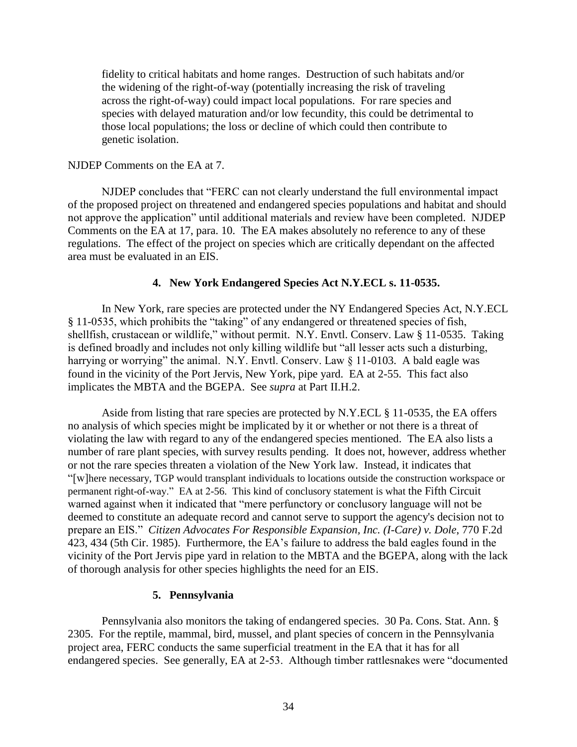> fidelity to critical habitats and home ranges. Destruction of such habitats and/or the widening of the right-of-way (potentially increasing the risk of traveling across the right-of-way) could impact local populations. For rare species and species with delayed maturation and/or low fecundity, this could be detrimental to those local populations; the loss or decline of which could then contribute to genetic isolation.

NJDEP Comments on the EA at 7.

NJDEP concludes that "FERC can not clearly understand the full environmental impact of the proposed project on threatened and endangered species populations and habitat and should not approve the application" until additional materials and review have been completed. NJDEP Comments on the EA at 17, para. 10. The EA makes absolutely no reference to any of these regulations. The effect of the project on species which are critically dependant on the affected area must be evaluated in an EIS.

#### 4. New York Endangered Species Act N.Y.ECL s. 11-0535.

In New York, rare species are protected under the NY Endangered Species Act, N.Y.ECL § 11-0535, which prohibits the "taking" of any endangered or threatened species of fish, shellfish, crustacean or wildlife," without permit. N.Y. Envtl. Conserv. Law § 11-0535. Taking is defined broadly and includes not only killing wildlife but "all lesser acts such a disturbing, harrying or worrying" the animal. N.Y. Envtl. Conserv. Law § 11-0103. A bald eagle was found in the vicinity of the Port Jervis, New York, pipe yard. EA at 2-55. This fact also implicates the MBTA and the BGEPA. See *supra* at Part II.H.2.

Aside from listing that rare species are protected by N.Y.ECL § 11-0535, the EA offers no analysis of which species might be implicated by it or whether or not there is a threat of violating the law with regard to any of the endangered species mentioned. The EA also lists a number of rare plant species, with survey results pending. It does not, however, address whether or not the rare species threaten a violation of the New York law. Instead, it indicates that "[w]here necessary, TGP would transplant individuals to locations outside the construction workspace or permanent right-of-way." EA at 2-56. This kind of conclusory statement is what the Fifth Circuit warned against when it indicated that "mere perfunctory or conclusory language will not be deemed to constitute an adequate record and cannot serve to support the agency's decision not to prepare an EIS." *Citizen Advocates For Responsible Expansion, Inc. (I-Care) v. Dole*, 770 F.2d 423, 434 (5th Cir. 1985). Furthermore, the EA's failure to address the bald eagles found in the vicinity of the Port Jervis pipe yard in relation to the MBTA and the BGEPA, along with the lack of thorough analysis for other species highlights the need for an EIS.

#### 5. Pennsylvania

Pennsylvania also monitors the taking of endangered species. 30 Pa. Cons. Stat. Ann. § 2305. For the reptile, mammal, bird, mussel, and plant species of concern in the Pennsylvania project area, FERC conducts the same superficial treatment in the EA that it has for all endangered species. See generally, EA at 2-53. Although timber rattlesnakes were "documented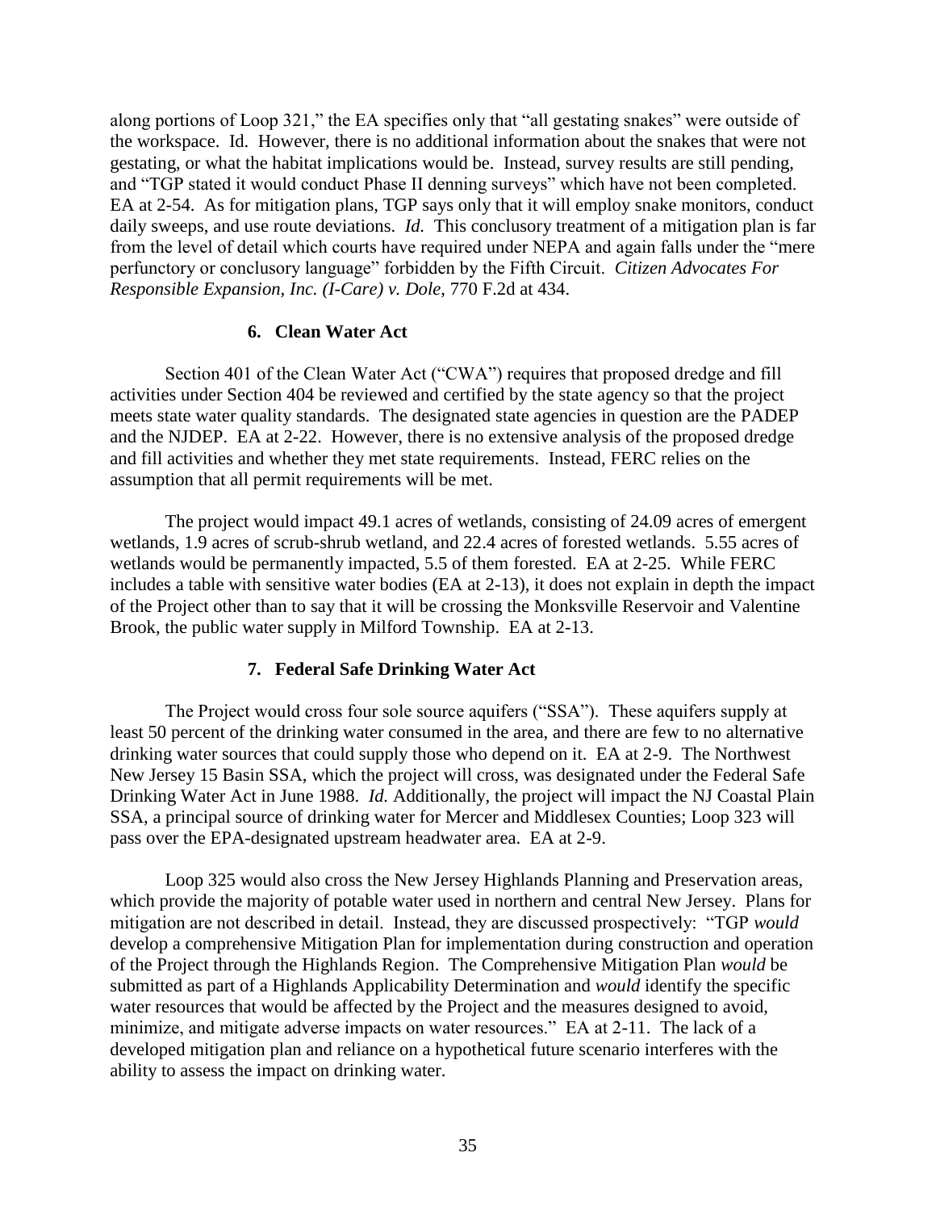along portions of Loop 321," the EA specifies only that "all gestating snakes" were outside of the workspace. Id. However, there is no additional information about the snakes that were not gestating, or what the habitat implications would be. Instead, survey results are still pending, and "TGP stated it would conduct Phase II denning surveys" which have not been completed. EA at 2-54. As for mitigation plans, TGP says only that it will employ snake monitors, conduct daily sweeps, and use route deviations. *Id.* This conclusory treatment of a mitigation plan is far from the level of detail which courts have required under NEPA and again falls under the "mere perfunctory or conclusory language" forbidden by the Fifth Circuit. *Citizen Advocates For Responsible Expansion, Inc. (I-Care) v. Dole*, 770 F.2d at 434.

### 6. Clean Water Act

Section 401 of the Clean Water Act ("CWA") requires that proposed dredge and fill activities under Section 404 be reviewed and certified by the state agency so that the project meets state water quality standards. The designated state agencies in question are the PADEP and the NJDEP. EA at 2-22. However, there is no extensive analysis of the proposed dredge and fill activities and whether they met state requirements. Instead, FERC relies on the assumption that all permit requirements will be met.

The project would impact 49.1 acres of wetlands, consisting of 24.09 acres of emergent wetlands, 1.9 acres of scrub-shrub wetland, and 22.4 acres of forested wetlands. 5.55 acres of wetlands would be permanently impacted, 5.5 of them forested. EA at 2-25. While FERC includes a table with sensitive water bodies (EA at 2-13), it does not explain in depth the impact of the Project other than to say that it will be crossing the Monksville Reservoir and Valentine Brook, the public water supply in Milford Township. EA at 2-13.

### 7. Federal Safe Drinking Water Act

The Project would cross four sole source aquifers ("SSA"). These aquifers supply at least 50 percent of the drinking water consumed in the area, and there are few to no alternative drinking water sources that could supply those who depend on it. EA at 2-9. The Northwest New Jersey 15 Basin SSA, which the project will cross, was designated under the Federal Safe Drinking Water Act in June 1988. *Id.* Additionally, the project will impact the NJ Coastal Plain SSA, a principal source of drinking water for Mercer and Middlesex Counties; Loop 323 will pass over the EPA-designated upstream headwater area. EA at 2-9.

Loop 325 would also cross the New Jersey Highlands Planning and Preservation areas, which provide the majority of potable water used in northern and central New Jersey. Plans for mitigation are not described in detail. Instead, they are discussed prospectively: "TGP *would* develop a comprehensive Mitigation Plan for implementation during construction and operation of the Project through the Highlands Region. The Comprehensive Mitigation Plan *would* be submitted as part of a Highlands Applicability Determination and *would* identify the specific water resources that would be affected by the Project and the measures designed to avoid, minimize, and mitigate adverse impacts on water resources." EA at 2-11. The lack of a developed mitigation plan and reliance on a hypothetical future scenario interferes with the ability to assess the impact on drinking water.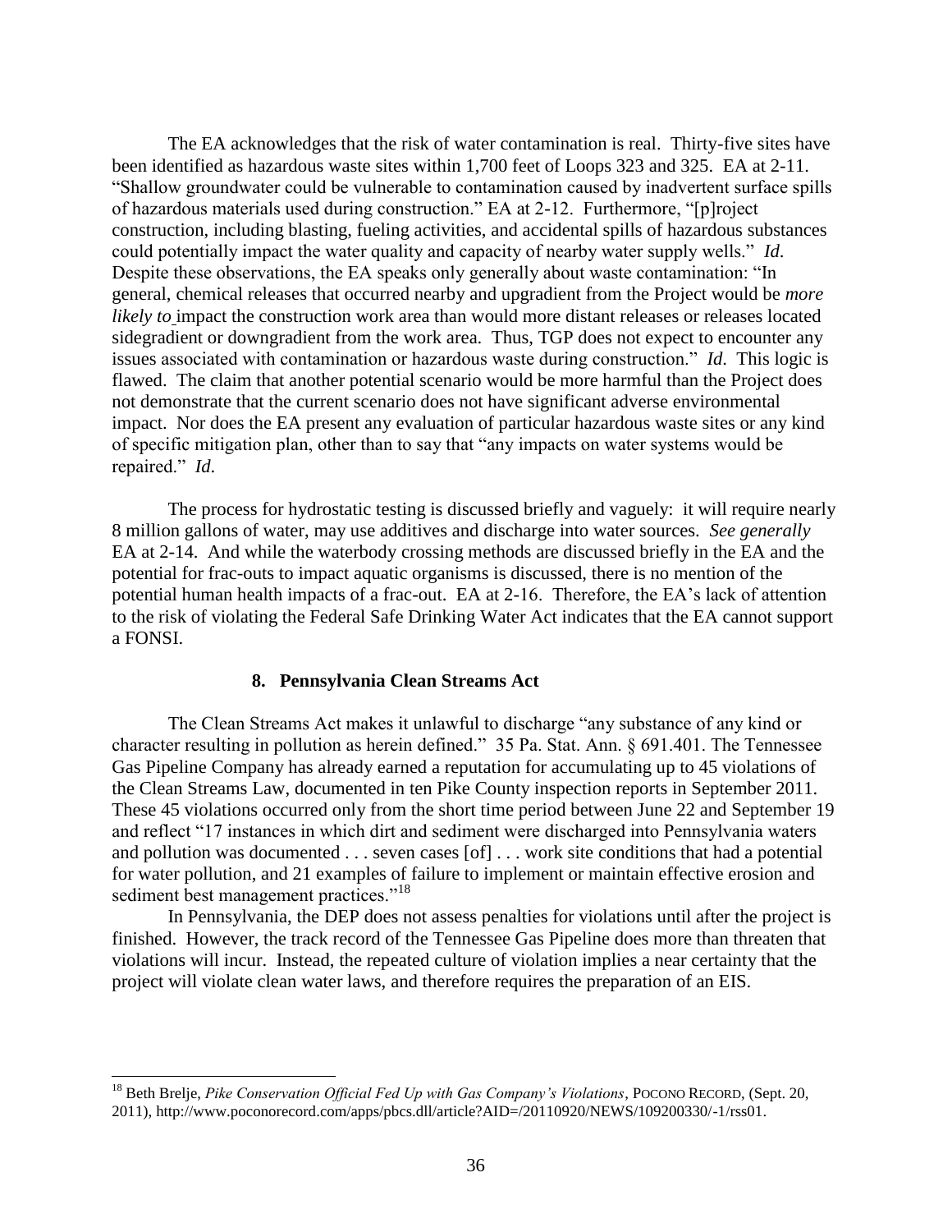The EA acknowledges that the risk of water contamination is real. Thirty-five sites have been identified as hazardous waste sites within 1,700 feet of Loops 323 and 325. EA at 2-11. "Shallow groundwater could be vulnerable to contamination caused by inadvertent surface spills of hazardous materials used during construction." EA at 2-12. Furthermore, "[p]roject construction, including blasting, fueling activities, and accidental spills of hazardous substances could potentially impact the water quality and capacity of nearby water supply wells." *Id*. Despite these observations, the EA speaks only generally about waste contamination: "In general, chemical releases that occurred nearby and upgradient from the Project would be *more likely to* impact the construction work area than would more distant releases or releases located sidegradient or downgradient from the work area. Thus, TGP does not expect to encounter any issues associated with contamination or hazardous waste during construction." *Id*. This logic is flawed. The claim that another potential scenario would be more harmful than the Project does not demonstrate that the current scenario does not have significant adverse environmental impact. Nor does the EA present any evaluation of particular hazardous waste sites or any kind of specific mitigation plan, other than to say that "any impacts on water systems would be repaired." *Id*.

The process for hydrostatic testing is discussed briefly and vaguely: it will require nearly 8 million gallons of water, may use additives and discharge into water sources. *See generally* EA at 2-14. And while the waterbody crossing methods are discussed briefly in the EA and the potential for frac-outs to impact aquatic organisms is discussed, there is no mention of the potential human health impacts of a frac-out. EA at 2-16. Therefore, the EA's lack of attention to the risk of violating the Federal Safe Drinking Water Act indicates that the EA cannot support a FONSI.

### 8. Pennsylvania Clean Streams Act

The Clean Streams Act makes it unlawful to discharge "any substance of any kind or character resulting in pollution as herein defined." 35 Pa. Stat. Ann. § 691.401. The Tennessee Gas Pipeline Company has already earned a reputation for accumulating up to 45 violations of the Clean Streams Law, documented in ten Pike County inspection reports in September 2011. These 45 violations occurred only from the short time period between June 22 and September 19 and reflect "17 instances in which dirt and sediment were discharged into Pennsylvania waters and pollution was documented . . . seven cases [of] . . . work site conditions that had a potential for water pollution, and 21 examples of failure to implement or maintain effective erosion and sediment best management practices."[18]

In Pennsylvania, the DEP does not assess penalties for violations until after the project is finished. However, the track record of the Tennessee Gas Pipeline does more than threaten that violations will incur. Instead, the repeated culture of violation implies a near certainty that the project will violate clean water laws, and therefore requires the preparation of an EIS.

---

[18] Beth Brelje, *Pike Conservation Official Fed Up with Gas Company's Violations*, POCONO RECORD, (Sept. 20, 2011), http://www.poconorecord.com/apps/pbcs.dll/article?AID=/20110920/NEWS/109200330/-1/rss01.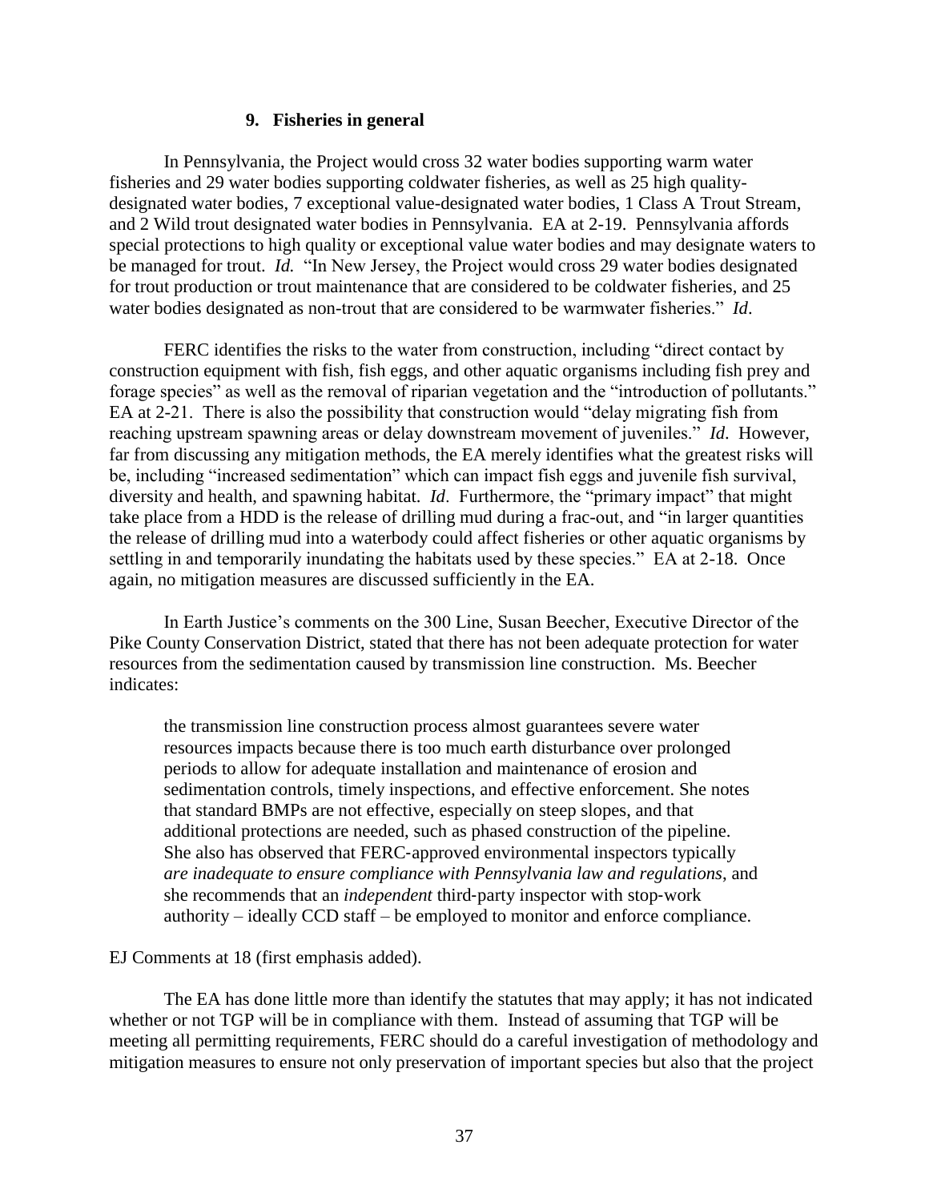### 9. Fisheries in general

In Pennsylvania, the Project would cross 32 water bodies supporting warm water fisheries and 29 water bodies supporting coldwater fisheries, as well as 25 high quality-designated water bodies, 7 exceptional value-designated water bodies, 1 Class A Trout Stream, and 2 Wild trout designated water bodies in Pennsylvania. EA at 2-19. Pennsylvania affords special protections to high quality or exceptional value water bodies and may designate waters to be managed for trout. *Id.* "In New Jersey, the Project would cross 29 water bodies designated for trout production or trout maintenance that are considered to be coldwater fisheries, and 25 water bodies designated as non-trout that are considered to be warmwater fisheries." *Id*.

FERC identifies the risks to the water from construction, including "direct contact by construction equipment with fish, fish eggs, and other aquatic organisms including fish prey and forage species" as well as the removal of riparian vegetation and the "introduction of pollutants." EA at 2-21. There is also the possibility that construction would "delay migrating fish from reaching upstream spawning areas or delay downstream movement of juveniles." *Id*. However, far from discussing any mitigation methods, the EA merely identifies what the greatest risks will be, including "increased sedimentation" which can impact fish eggs and juvenile fish survival, diversity and health, and spawning habitat. *Id*. Furthermore, the "primary impact" that might take place from a HDD is the release of drilling mud during a frac-out, and "in larger quantities the release of drilling mud into a waterbody could affect fisheries or other aquatic organisms by settling in and temporarily inundating the habitats used by these species." EA at 2-18. Once again, no mitigation measures are discussed sufficiently in the EA.

In Earth Justice's comments on the 300 Line, Susan Beecher, Executive Director of the Pike County Conservation District, stated that there has not been adequate protection for water resources from the sedimentation caused by transmission line construction. Ms. Beecher indicates:

> the transmission line construction process almost guarantees severe water resources impacts because there is too much earth disturbance over prolonged periods to allow for adequate installation and maintenance of erosion and sedimentation controls, timely inspections, and effective enforcement. She notes that standard BMPs are not effective, especially on steep slopes, and that additional protections are needed, such as phased construction of the pipeline. She also has observed that FERC-approved environmental inspectors typically *are inadequate to ensure compliance with Pennsylvania law and regulations*, and she recommends that an *independent* third-party inspector with stop-work authority – ideally CCD staff – be employed to monitor and enforce compliance.

EJ Comments at 18 (first emphasis added).

The EA has done little more than identify the statutes that may apply; it has not indicated whether or not TGP will be in compliance with them. Instead of assuming that TGP will be meeting all permitting requirements, FERC should do a careful investigation of methodology and mitigation measures to ensure not only preservation of important species but also that the project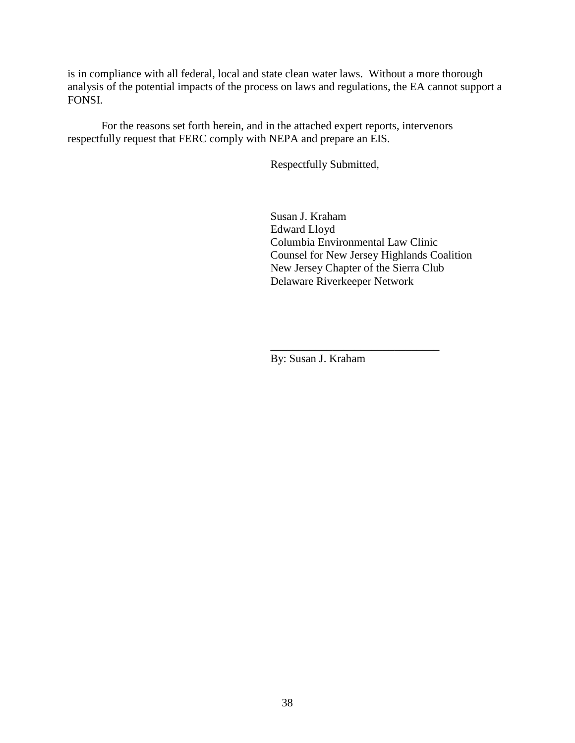is in compliance with all federal, local and state clean water laws. Without a more thorough analysis of the potential impacts of the process on laws and regulations, the EA cannot support a FONSI.

For the reasons set forth herein, and in the attached expert reports, intervenors respectfully request that FERC comply with NEPA and prepare an EIS.

Respectfully Submitted,

Susan J. Kraham
Edward Lloyd
Columbia Environmental Law Clinic
Counsel for New Jersey Highlands Coalition
New Jersey Chapter of the Sierra Club
Delaware Riverkeeper Network

______________________________
By: Susan J. Kraham